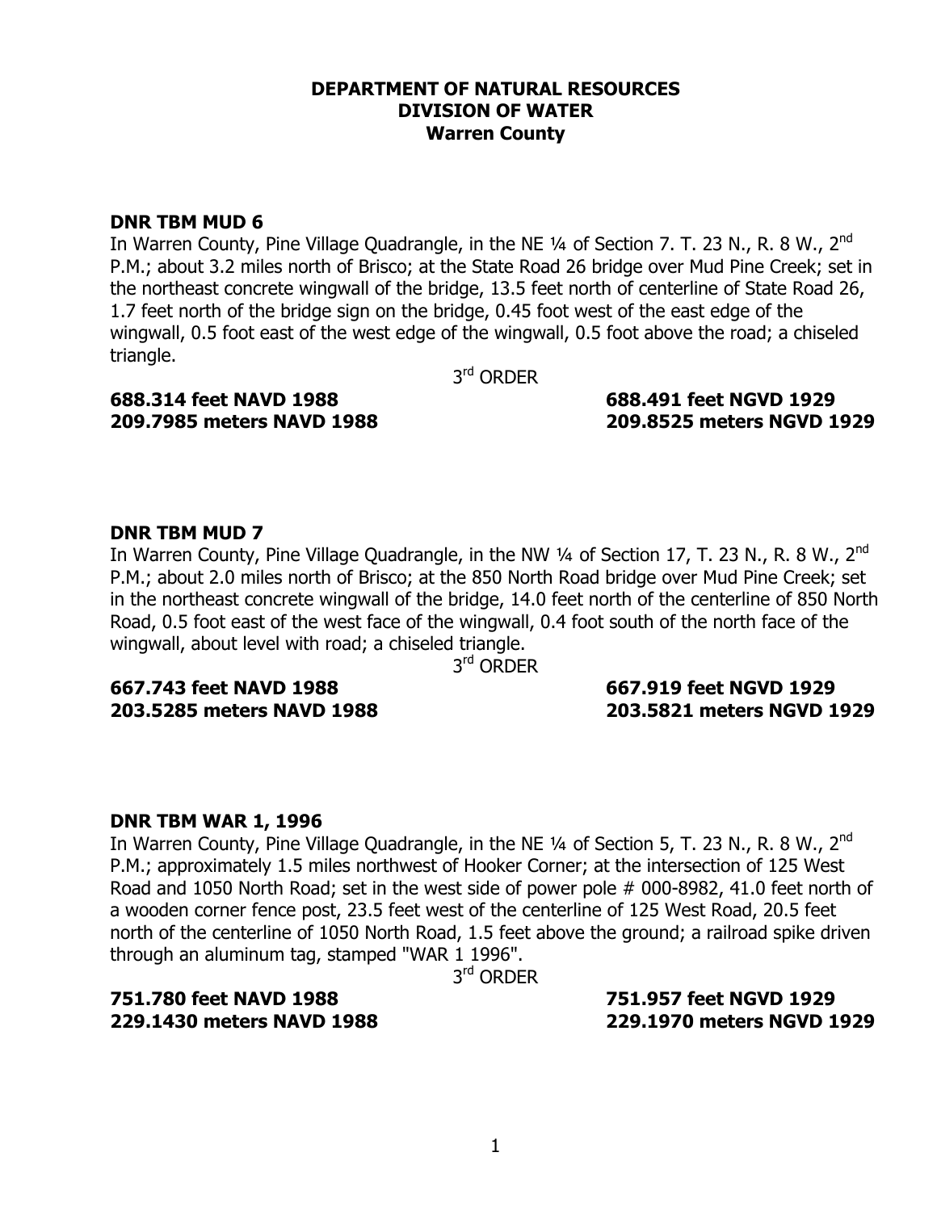**DEPARTMENT OF NATURAL RESOURCES**
**DIVISION OF WATER**
**Warren County**

**DNR TBM MUD 6**

In Warren County, Pine Village Quadrangle, in the NE ¼ of Section 7. T. 23 N., R. 8 W., 2nd P.M.; about 3.2 miles north of Brisco; at the State Road 26 bridge over Mud Pine Creek; set in the northeast concrete wingwall of the bridge, 13.5 feet north of centerline of State Road 26, 1.7 feet north of the bridge sign on the bridge, 0.45 foot west of the east edge of the wingwall, 0.5 foot east of the west edge of the wingwall, 0.5 foot above the road; a chiseled triangle.

3rd ORDER

**688.314 feet NAVD 1988** — **688.491 feet NGVD 1929**
**209.7985 meters NAVD 1988** — **209.8525 meters NGVD 1929**

**DNR TBM MUD 7**

In Warren County, Pine Village Quadrangle, in the NW ¼ of Section 17, T. 23 N., R. 8 W., 2nd P.M.; about 2.0 miles north of Brisco; at the 850 North Road bridge over Mud Pine Creek; set in the northeast concrete wingwall of the bridge, 14.0 feet north of the centerline of 850 North Road, 0.5 foot east of the west face of the wingwall, 0.4 foot south of the north face of the wingwall, about level with road; a chiseled triangle.

3rd ORDER

**667.743 feet NAVD 1988** — **667.919 feet NGVD 1929**
**203.5285 meters NAVD 1988** — **203.5821 meters NGVD 1929**

**DNR TBM WAR 1, 1996**

In Warren County, Pine Village Quadrangle, in the NE ¼ of Section 5, T. 23 N., R. 8 W., 2nd P.M.; approximately 1.5 miles northwest of Hooker Corner; at the intersection of 125 West Road and 1050 North Road; set in the west side of power pole # 000-8982, 41.0 feet north of a wooden corner fence post, 23.5 feet west of the centerline of 125 West Road, 20.5 feet north of the centerline of 1050 North Road, 1.5 feet above the ground; a railroad spike driven through an aluminum tag, stamped "WAR 1 1996".

3rd ORDER

**751.780 feet NAVD 1988** — **751.957 feet NGVD 1929**
**229.1430 meters NAVD 1988** — **229.1970 meters NGVD 1929**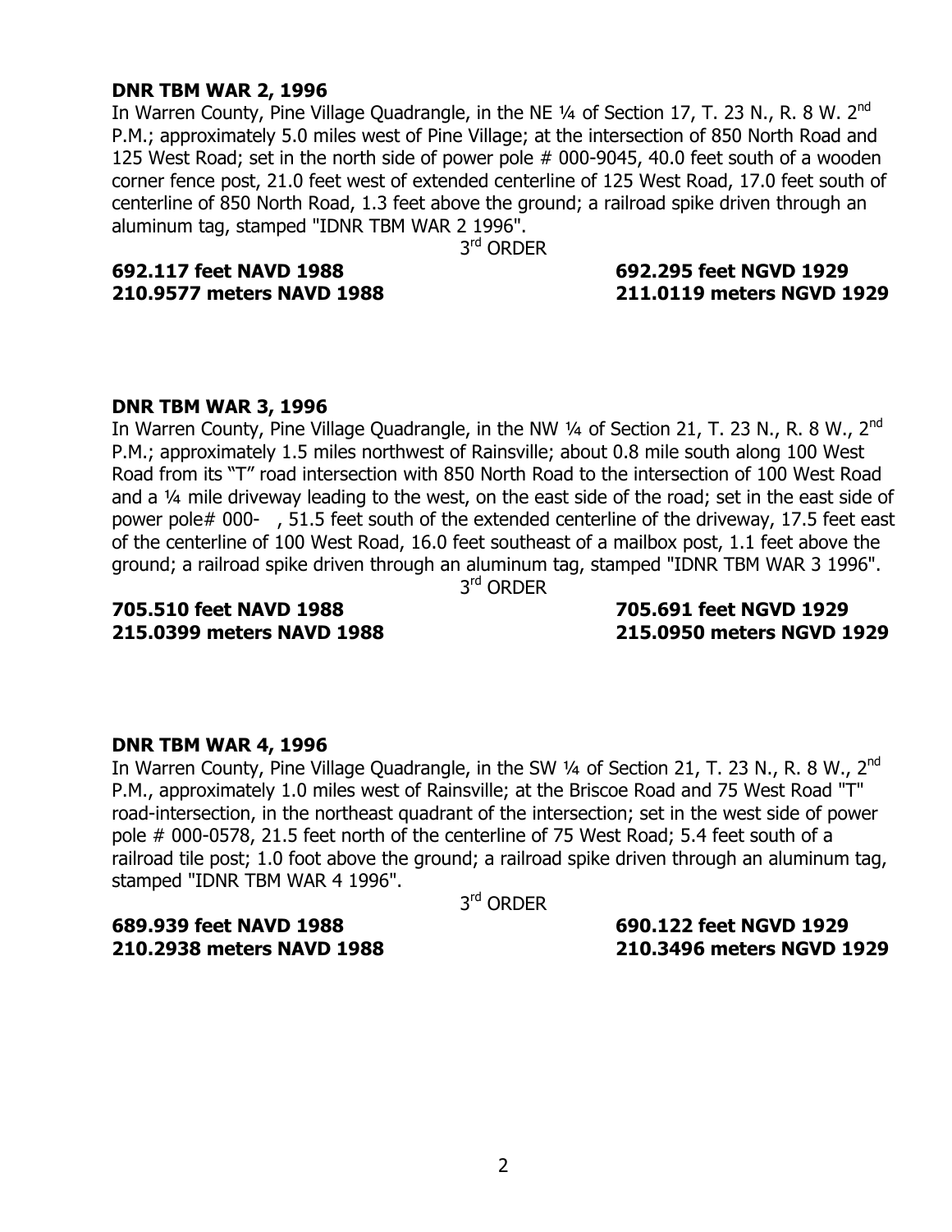**DNR TBM WAR 2, 1996**

In Warren County, Pine Village Quadrangle, in the NE ¼ of Section 17, T. 23 N., R. 8 W. 2nd P.M.; approximately 5.0 miles west of Pine Village; at the intersection of 850 North Road and 125 West Road; set in the north side of power pole # 000-9045, 40.0 feet south of a wooden corner fence post, 21.0 feet west of extended centerline of 125 West Road, 17.0 feet south of centerline of 850 North Road, 1.3 feet above the ground; a railroad spike driven through an aluminum tag, stamped "IDNR TBM WAR 2 1996".

3rd ORDER

**692.117 feet NAVD 1988** **692.295 feet NGVD 1929**
**210.9577 meters NAVD 1988** **211.0119 meters NGVD 1929**

**DNR TBM WAR 3, 1996**

In Warren County, Pine Village Quadrangle, in the NW ¼ of Section 21, T. 23 N., R. 8 W., 2nd P.M.; approximately 1.5 miles northwest of Rainsville; about 0.8 mile south along 100 West Road from its "T" road intersection with 850 North Road to the intersection of 100 West Road and a ¼ mile driveway leading to the west, on the east side of the road; set in the east side of power pole# 000- , 51.5 feet south of the extended centerline of the driveway, 17.5 feet east of the centerline of 100 West Road, 16.0 feet southeast of a mailbox post, 1.1 feet above the ground; a railroad spike driven through an aluminum tag, stamped "IDNR TBM WAR 3 1996".

3rd ORDER

**705.510 feet NAVD 1988** **705.691 feet NGVD 1929**
**215.0399 meters NAVD 1988** **215.0950 meters NGVD 1929**

**DNR TBM WAR 4, 1996**

In Warren County, Pine Village Quadrangle, in the SW ¼ of Section 21, T. 23 N., R. 8 W., 2nd P.M., approximately 1.0 miles west of Rainsville; at the Briscoe Road and 75 West Road "T" road-intersection, in the northeast quadrant of the intersection; set in the west side of power pole # 000-0578, 21.5 feet north of the centerline of 75 West Road; 5.4 feet south of a railroad tile post; 1.0 foot above the ground; a railroad spike driven through an aluminum tag, stamped "IDNR TBM WAR 4 1996".

3rd ORDER

**689.939 feet NAVD 1988** **690.122 feet NGVD 1929**
**210.2938 meters NAVD 1988** **210.3496 meters NGVD 1929**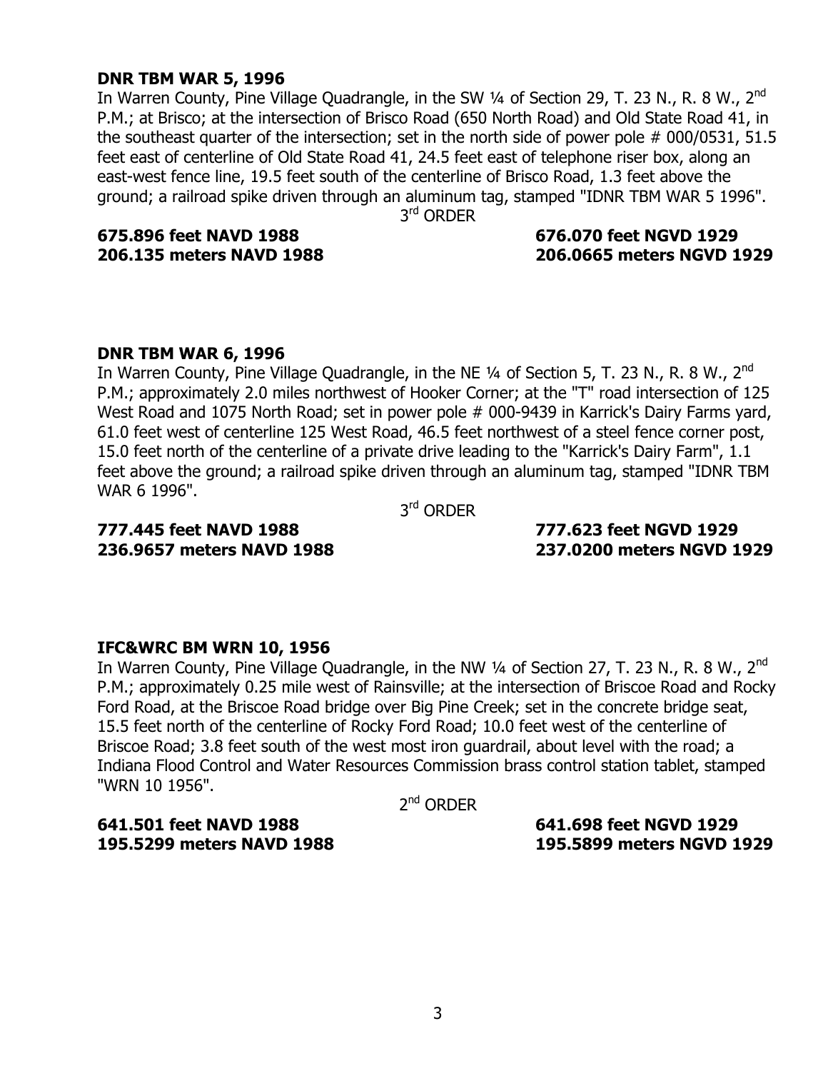**DNR TBM WAR 5, 1996**

In Warren County, Pine Village Quadrangle, in the SW ¼ of Section 29, T. 23 N., R. 8 W., 2nd P.M.; at Brisco; at the intersection of Brisco Road (650 North Road) and Old State Road 41, in the southeast quarter of the intersection; set in the north side of power pole # 000/0531, 51.5 feet east of centerline of Old State Road 41, 24.5 feet east of telephone riser box, along an east-west fence line, 19.5 feet south of the centerline of Brisco Road, 1.3 feet above the ground; a railroad spike driven through an aluminum tag, stamped "IDNR TBM WAR 5 1996".

3rd ORDER

**675.896 feet NAVD 1988** **676.070 feet NGVD 1929**
**206.135 meters NAVD 1988** **206.0665 meters NGVD 1929**

**DNR TBM WAR 6, 1996**

In Warren County, Pine Village Quadrangle, in the NE ¼ of Section 5, T. 23 N., R. 8 W., 2nd P.M.; approximately 2.0 miles northwest of Hooker Corner; at the "T" road intersection of 125 West Road and 1075 North Road; set in power pole # 000-9439 in Karrick's Dairy Farms yard, 61.0 feet west of centerline 125 West Road, 46.5 feet northwest of a steel fence corner post, 15.0 feet north of the centerline of a private drive leading to the "Karrick's Dairy Farm", 1.1 feet above the ground; a railroad spike driven through an aluminum tag, stamped "IDNR TBM WAR 6 1996".

3rd ORDER

**777.445 feet NAVD 1988** **777.623 feet NGVD 1929**
**236.9657 meters NAVD 1988** **237.0200 meters NGVD 1929**

**IFC&WRC BM WRN 10, 1956**

In Warren County, Pine Village Quadrangle, in the NW ¼ of Section 27, T. 23 N., R. 8 W., 2nd P.M.; approximately 0.25 mile west of Rainsville; at the intersection of Briscoe Road and Rocky Ford Road, at the Briscoe Road bridge over Big Pine Creek; set in the concrete bridge seat, 15.5 feet north of the centerline of Rocky Ford Road; 10.0 feet west of the centerline of Briscoe Road; 3.8 feet south of the west most iron guardrail, about level with the road; a Indiana Flood Control and Water Resources Commission brass control station tablet, stamped "WRN 10 1956".

2nd ORDER

**641.501 feet NAVD 1988** **641.698 feet NGVD 1929**
**195.5299 meters NAVD 1988** **195.5899 meters NGVD 1929**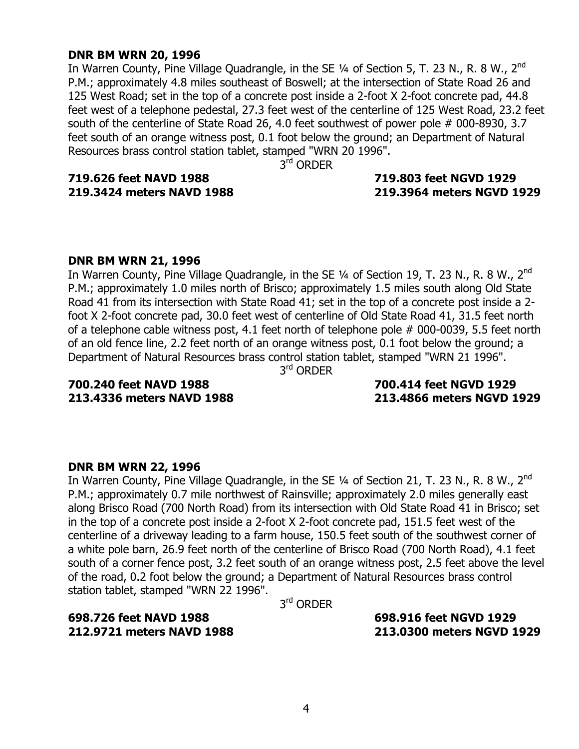**DNR BM WRN 20, 1996**

In Warren County, Pine Village Quadrangle, in the SE ¼ of Section 5, T. 23 N., R. 8 W., 2nd P.M.; approximately 4.8 miles southeast of Boswell; at the intersection of State Road 26 and 125 West Road; set in the top of a concrete post inside a 2-foot X 2-foot concrete pad, 44.8 feet west of a telephone pedestal, 27.3 feet west of the centerline of 125 West Road, 23.2 feet south of the centerline of State Road 26, 4.0 feet southwest of power pole # 000-8930, 3.7 feet south of an orange witness post, 0.1 foot below the ground; an Department of Natural Resources brass control station tablet, stamped "WRN 20 1996".

3rd ORDER

**719.626 feet NAVD 1988** **719.803 feet NGVD 1929**
**219.3424 meters NAVD 1988** **219.3964 meters NGVD 1929**

**DNR BM WRN 21, 1996**

In Warren County, Pine Village Quadrangle, in the SE ¼ of Section 19, T. 23 N., R. 8 W., 2nd P.M.; approximately 1.0 miles north of Brisco; approximately 1.5 miles south along Old State Road 41 from its intersection with State Road 41; set in the top of a concrete post inside a 2-foot X 2-foot concrete pad, 30.0 feet west of centerline of Old State Road 41, 31.5 feet north of a telephone cable witness post, 4.1 feet north of telephone pole # 000-0039, 5.5 feet north of an old fence line, 2.2 feet north of an orange witness post, 0.1 foot below the ground; a Department of Natural Resources brass control station tablet, stamped "WRN 21 1996".

3rd ORDER

**700.240 feet NAVD 1988** **700.414 feet NGVD 1929**
**213.4336 meters NAVD 1988** **213.4866 meters NGVD 1929**

**DNR BM WRN 22, 1996**

In Warren County, Pine Village Quadrangle, in the SE ¼ of Section 21, T. 23 N., R. 8 W., 2nd P.M.; approximately 0.7 mile northwest of Rainsville; approximately 2.0 miles generally east along Brisco Road (700 North Road) from its intersection with Old State Road 41 in Brisco; set in the top of a concrete post inside a 2-foot X 2-foot concrete pad, 151.5 feet west of the centerline of a driveway leading to a farm house, 150.5 feet south of the southwest corner of a white pole barn, 26.9 feet north of the centerline of Brisco Road (700 North Road), 4.1 feet south of a corner fence post, 3.2 feet south of an orange witness post, 2.5 feet above the level of the road, 0.2 foot below the ground; a Department of Natural Resources brass control station tablet, stamped "WRN 22 1996".

3rd ORDER

**698.726 feet NAVD 1988** **698.916 feet NGVD 1929**
**212.9721 meters NAVD 1988** **213.0300 meters NGVD 1929**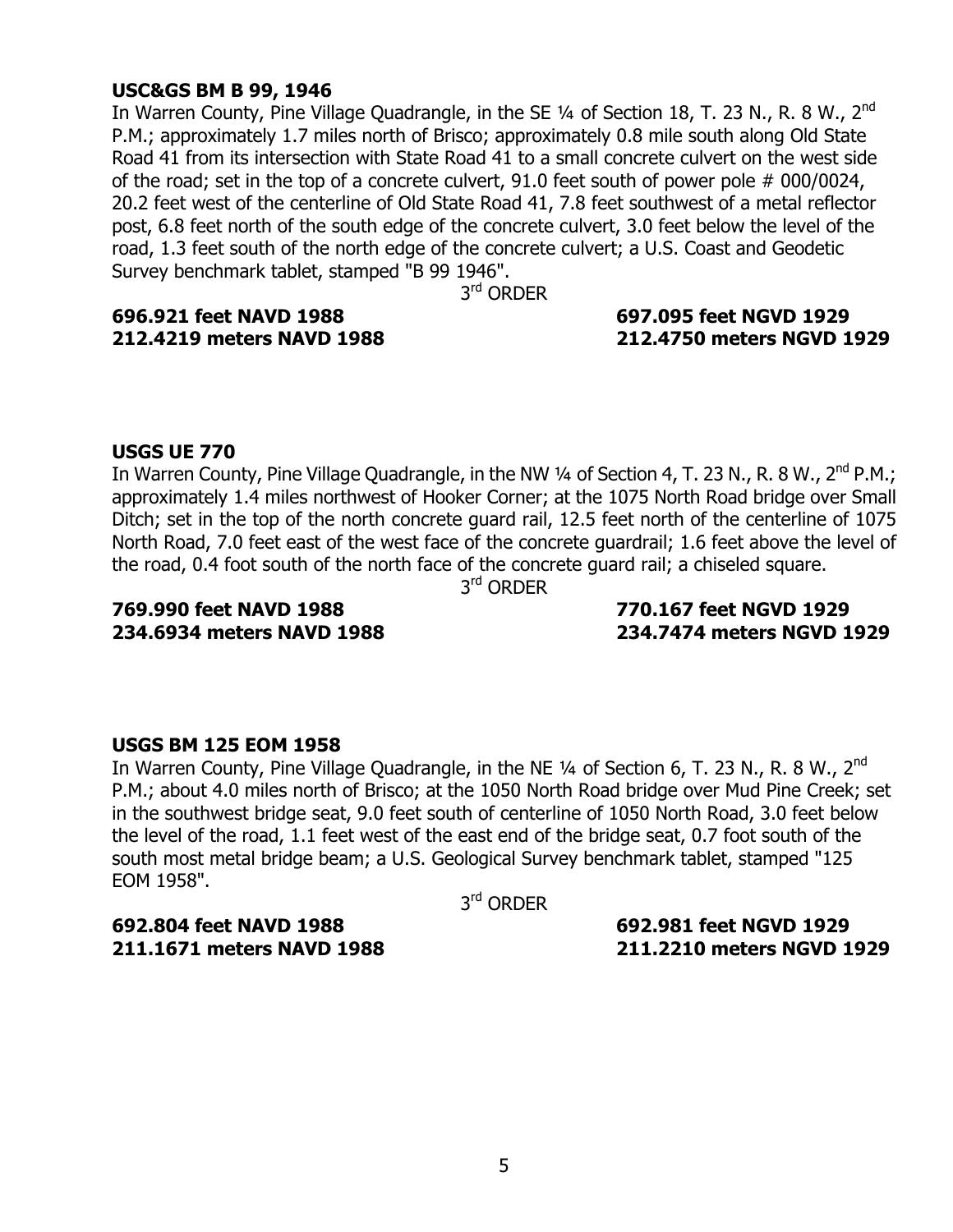**USC&GS BM B 99, 1946**

In Warren County, Pine Village Quadrangle, in the SE ¼ of Section 18, T. 23 N., R. 8 W., 2nd P.M.; approximately 1.7 miles north of Brisco; approximately 0.8 mile south along Old State Road 41 from its intersection with State Road 41 to a small concrete culvert on the west side of the road; set in the top of a concrete culvert, 91.0 feet south of power pole # 000/0024, 20.2 feet west of the centerline of Old State Road 41, 7.8 feet southwest of a metal reflector post, 6.8 feet north of the south edge of the concrete culvert, 3.0 feet below the level of the road, 1.3 feet south of the north edge of the concrete culvert; a U.S. Coast and Geodetic Survey benchmark tablet, stamped "B 99 1946".

3rd ORDER

**696.921 feet NAVD 1988** — **697.095 feet NGVD 1929**
**212.4219 meters NAVD 1988** — **212.4750 meters NGVD 1929**

**USGS UE 770**

In Warren County, Pine Village Quadrangle, in the NW ¼ of Section 4, T. 23 N., R. 8 W., 2nd P.M.; approximately 1.4 miles northwest of Hooker Corner; at the 1075 North Road bridge over Small Ditch; set in the top of the north concrete guard rail, 12.5 feet north of the centerline of 1075 North Road, 7.0 feet east of the west face of the concrete guardrail; 1.6 feet above the level of the road, 0.4 foot south of the north face of the concrete guard rail; a chiseled square.

3rd ORDER

**769.990 feet NAVD 1988** — **770.167 feet NGVD 1929**
**234.6934 meters NAVD 1988** — **234.7474 meters NGVD 1929**

**USGS BM 125 EOM 1958**

In Warren County, Pine Village Quadrangle, in the NE ¼ of Section 6, T. 23 N., R. 8 W., 2nd P.M.; about 4.0 miles north of Brisco; at the 1050 North Road bridge over Mud Pine Creek; set in the southwest bridge seat, 9.0 feet south of centerline of 1050 North Road, 3.0 feet below the level of the road, 1.1 feet west of the east end of the bridge seat, 0.7 foot south of the south most metal bridge beam; a U.S. Geological Survey benchmark tablet, stamped "125 EOM 1958".

3rd ORDER

**692.804 feet NAVD 1988** — **692.981 feet NGVD 1929**
**211.1671 meters NAVD 1988** — **211.2210 meters NGVD 1929**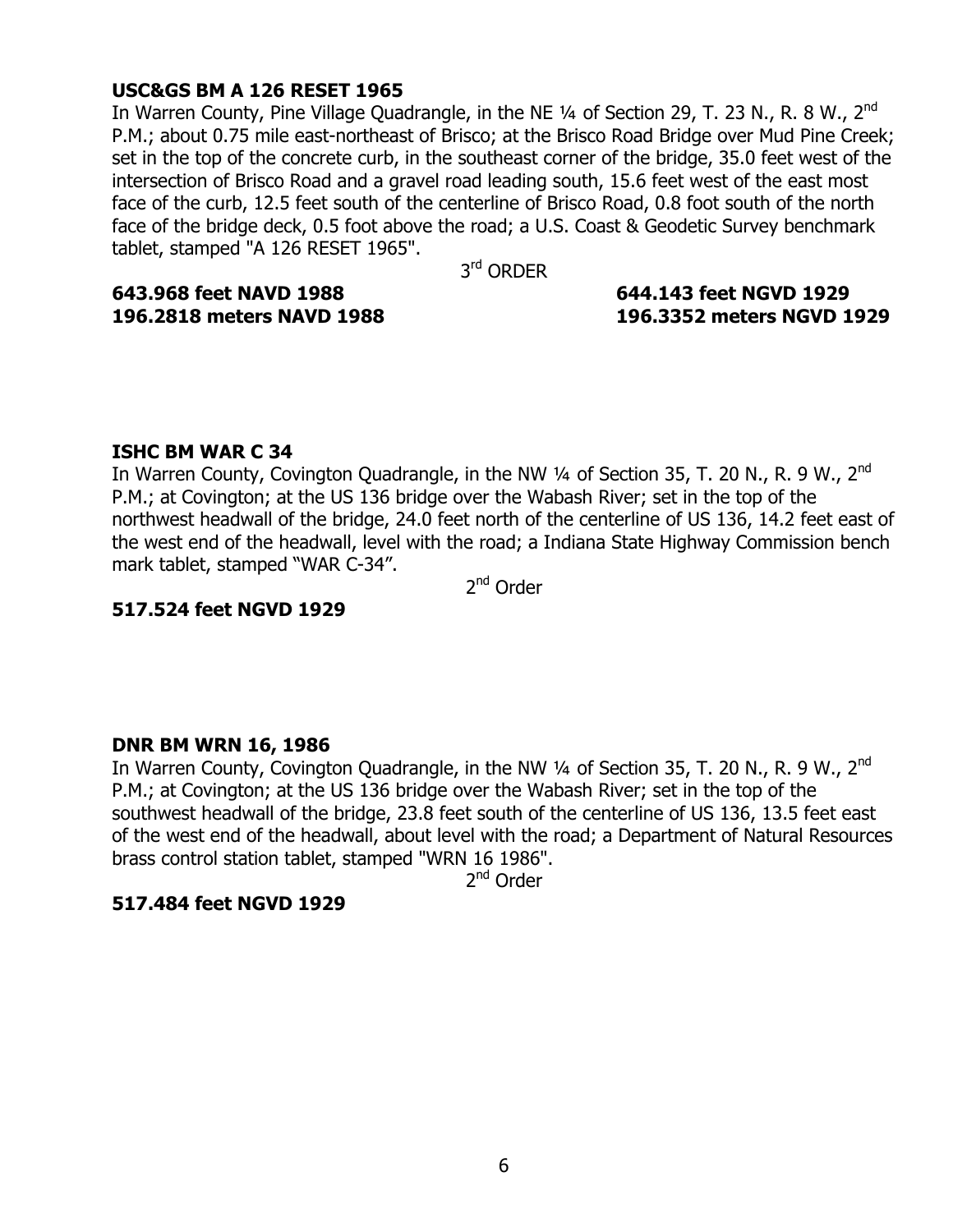**USC&GS BM A 126 RESET 1965**

In Warren County, Pine Village Quadrangle, in the NE ¼ of Section 29, T. 23 N., R. 8 W., 2nd P.M.; about 0.75 mile east-northeast of Brisco; at the Brisco Road Bridge over Mud Pine Creek; set in the top of the concrete curb, in the southeast corner of the bridge, 35.0 feet west of the intersection of Brisco Road and a gravel road leading south, 15.6 feet west of the east most face of the curb, 12.5 feet south of the centerline of Brisco Road, 0.8 foot south of the north face of the bridge deck, 0.5 foot above the road; a U.S. Coast & Geodetic Survey benchmark tablet, stamped "A 126 RESET 1965".

3rd ORDER

**643.968 feet NAVD 1988** **644.143 feet NGVD 1929**
**196.2818 meters NAVD 1988** **196.3352 meters NGVD 1929**

**ISHC BM WAR C 34**

In Warren County, Covington Quadrangle, in the NW ¼ of Section 35, T. 20 N., R. 9 W., 2nd P.M.; at Covington; at the US 136 bridge over the Wabash River; set in the top of the northwest headwall of the bridge, 24.0 feet north of the centerline of US 136, 14.2 feet east of the west end of the headwall, level with the road; a Indiana State Highway Commission bench mark tablet, stamped "WAR C-34".

2nd Order

**517.524 feet NGVD 1929**

**DNR BM WRN 16, 1986**

In Warren County, Covington Quadrangle, in the NW ¼ of Section 35, T. 20 N., R. 9 W., 2nd P.M.; at Covington; at the US 136 bridge over the Wabash River; set in the top of the southwest headwall of the bridge, 23.8 feet south of the centerline of US 136, 13.5 feet east of the west end of the headwall, about level with the road; a Department of Natural Resources brass control station tablet, stamped "WRN 16 1986".

2nd Order

**517.484 feet NGVD 1929**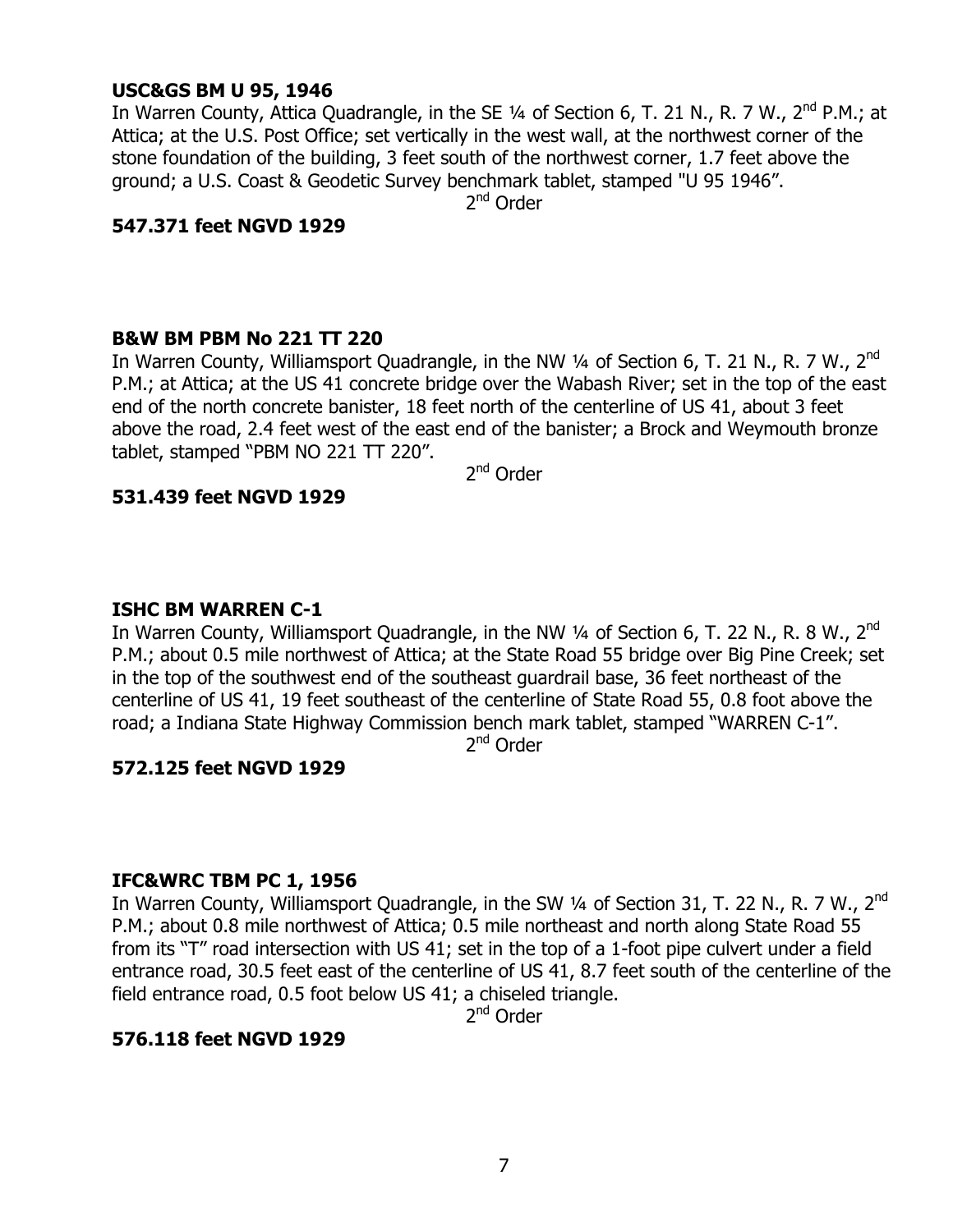**USC&GS BM U 95, 1946**

In Warren County, Attica Quadrangle, in the SE ¼ of Section 6, T. 21 N., R. 7 W., 2nd P.M.; at Attica; at the U.S. Post Office; set vertically in the west wall, at the northwest corner of the stone foundation of the building, 3 feet south of the northwest corner, 1.7 feet above the ground; a U.S. Coast & Geodetic Survey benchmark tablet, stamped "U 95 1946".

2nd Order

**547.371 feet NGVD 1929**

**B&W BM PBM No 221 TT 220**

In Warren County, Williamsport Quadrangle, in the NW ¼ of Section 6, T. 21 N., R. 7 W., 2nd P.M.; at Attica; at the US 41 concrete bridge over the Wabash River; set in the top of the east end of the north concrete banister, 18 feet north of the centerline of US 41, about 3 feet above the road, 2.4 feet west of the east end of the banister; a Brock and Weymouth bronze tablet, stamped "PBM NO 221 TT 220".

2nd Order

**531.439 feet NGVD 1929**

**ISHC BM WARREN C-1**

In Warren County, Williamsport Quadrangle, in the NW ¼ of Section 6, T. 22 N., R. 8 W., 2nd P.M.; about 0.5 mile northwest of Attica; at the State Road 55 bridge over Big Pine Creek; set in the top of the southwest end of the southeast guardrail base, 36 feet northeast of the centerline of US 41, 19 feet southeast of the centerline of State Road 55, 0.8 foot above the road; a Indiana State Highway Commission bench mark tablet, stamped "WARREN C-1".

2nd Order

**572.125 feet NGVD 1929**

**IFC&WRC TBM PC 1, 1956**

In Warren County, Williamsport Quadrangle, in the SW ¼ of Section 31, T. 22 N., R. 7 W., 2nd P.M.; about 0.8 mile northwest of Attica; 0.5 mile northeast and north along State Road 55 from its "T" road intersection with US 41; set in the top of a 1-foot pipe culvert under a field entrance road, 30.5 feet east of the centerline of US 41, 8.7 feet south of the centerline of the field entrance road, 0.5 foot below US 41; a chiseled triangle.

2nd Order

**576.118 feet NGVD 1929**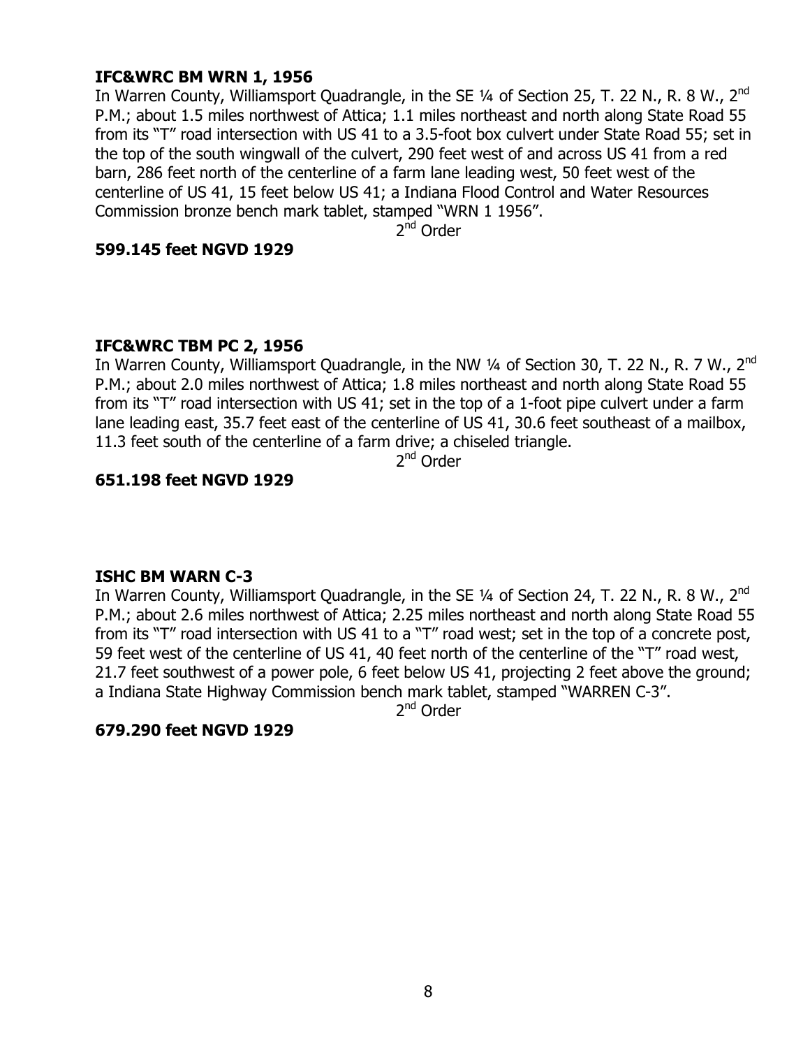**IFC&WRC BM WRN 1, 1956**

In Warren County, Williamsport Quadrangle, in the SE ¼ of Section 25, T. 22 N., R. 8 W., 2nd P.M.; about 1.5 miles northwest of Attica; 1.1 miles northeast and north along State Road 55 from its "T" road intersection with US 41 to a 3.5-foot box culvert under State Road 55; set in the top of the south wingwall of the culvert, 290 feet west of and across US 41 from a red barn, 286 feet north of the centerline of a farm lane leading west, 50 feet west of the centerline of US 41, 15 feet below US 41; a Indiana Flood Control and Water Resources Commission bronze bench mark tablet, stamped "WRN 1 1956".

2nd Order

**599.145 feet NGVD 1929**

**IFC&WRC TBM PC 2, 1956**

In Warren County, Williamsport Quadrangle, in the NW ¼ of Section 30, T. 22 N., R. 7 W., 2nd P.M.; about 2.0 miles northwest of Attica; 1.8 miles northeast and north along State Road 55 from its "T" road intersection with US 41; set in the top of a 1-foot pipe culvert under a farm lane leading east, 35.7 feet east of the centerline of US 41, 30.6 feet southeast of a mailbox, 11.3 feet south of the centerline of a farm drive; a chiseled triangle.

2nd Order

**651.198 feet NGVD 1929**

**ISHC BM WARN C-3**

In Warren County, Williamsport Quadrangle, in the SE ¼ of Section 24, T. 22 N., R. 8 W., 2nd P.M.; about 2.6 miles northwest of Attica; 2.25 miles northeast and north along State Road 55 from its "T" road intersection with US 41 to a "T" road west; set in the top of a concrete post, 59 feet west of the centerline of US 41, 40 feet north of the centerline of the "T" road west, 21.7 feet southwest of a power pole, 6 feet below US 41, projecting 2 feet above the ground; a Indiana State Highway Commission bench mark tablet, stamped "WARREN C-3".

2nd Order

**679.290 feet NGVD 1929**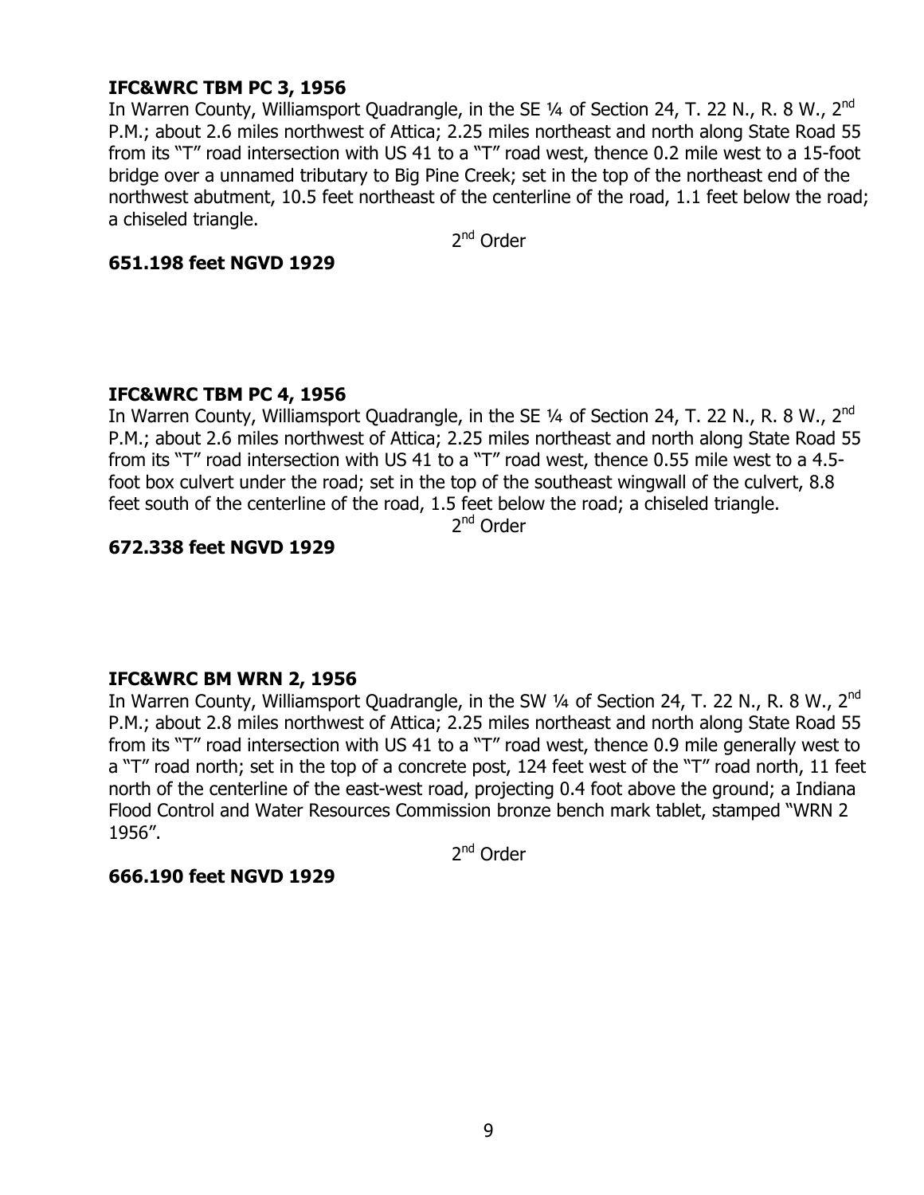**IFC&WRC TBM PC 3, 1956**

In Warren County, Williamsport Quadrangle, in the SE ¼ of Section 24, T. 22 N., R. 8 W., 2nd P.M.; about 2.6 miles northwest of Attica; 2.25 miles northeast and north along State Road 55 from its "T" road intersection with US 41 to a "T" road west, thence 0.2 mile west to a 15-foot bridge over a unnamed tributary to Big Pine Creek; set in the top of the northeast end of the northwest abutment, 10.5 feet northeast of the centerline of the road, 1.1 feet below the road; a chiseled triangle.

2nd Order

**651.198 feet NGVD 1929**

**IFC&WRC TBM PC 4, 1956**

In Warren County, Williamsport Quadrangle, in the SE ¼ of Section 24, T. 22 N., R. 8 W., 2nd P.M.; about 2.6 miles northwest of Attica; 2.25 miles northeast and north along State Road 55 from its "T" road intersection with US 41 to a "T" road west, thence 0.55 mile west to a 4.5-foot box culvert under the road; set in the top of the southeast wingwall of the culvert, 8.8 feet south of the centerline of the road, 1.5 feet below the road; a chiseled triangle.

2nd Order

**672.338 feet NGVD 1929**

**IFC&WRC BM WRN 2, 1956**

In Warren County, Williamsport Quadrangle, in the SW ¼ of Section 24, T. 22 N., R. 8 W., 2nd P.M.; about 2.8 miles northwest of Attica; 2.25 miles northeast and north along State Road 55 from its "T" road intersection with US 41 to a "T" road west, thence 0.9 mile generally west to a "T" road north; set in the top of a concrete post, 124 feet west of the "T" road north, 11 feet north of the centerline of the east-west road, projecting 0.4 foot above the ground; a Indiana Flood Control and Water Resources Commission bronze bench mark tablet, stamped "WRN 2 1956".

2nd Order

**666.190 feet NGVD 1929**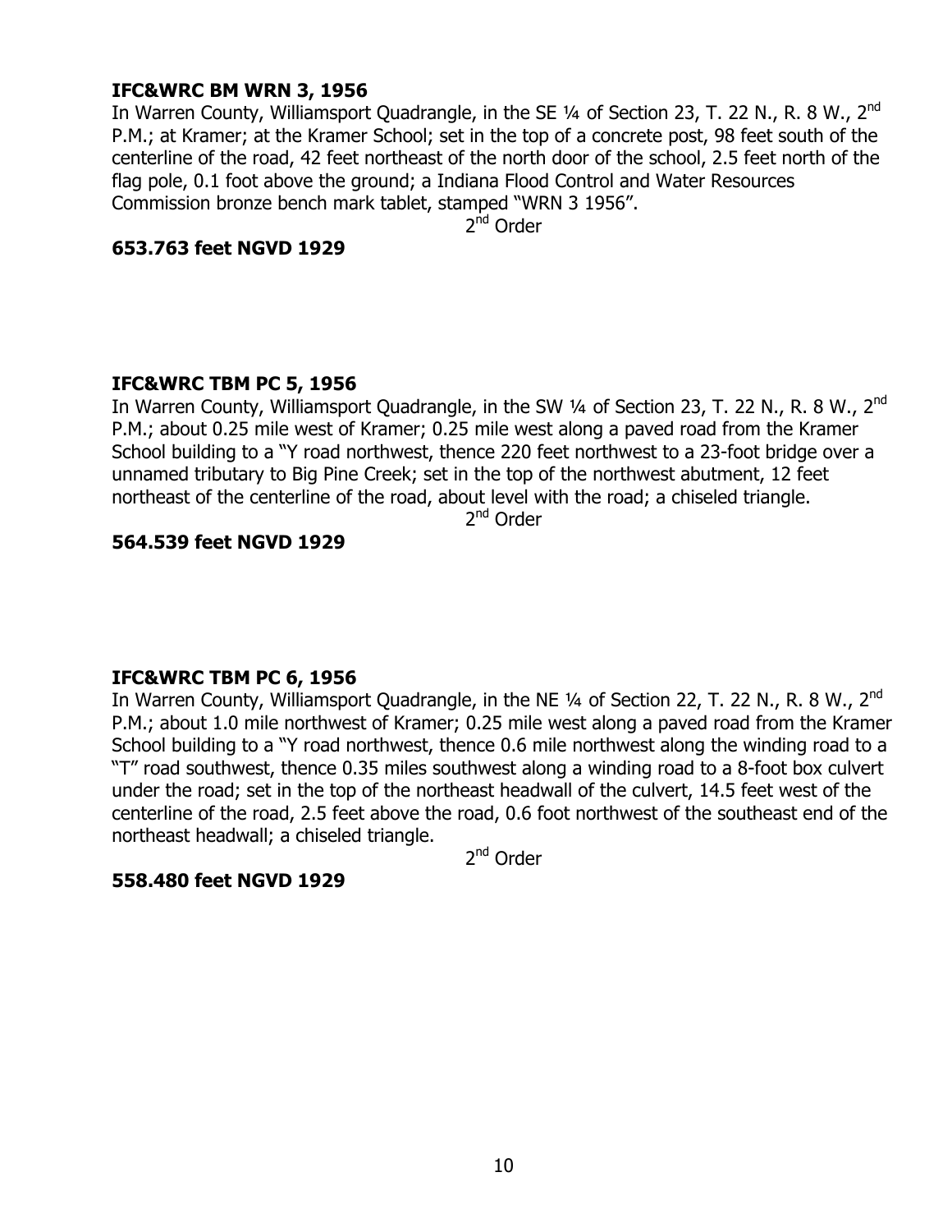**IFC&WRC BM WRN 3, 1956**

In Warren County, Williamsport Quadrangle, in the SE ¼ of Section 23, T. 22 N., R. 8 W., 2nd P.M.; at Kramer; at the Kramer School; set in the top of a concrete post, 98 feet south of the centerline of the road, 42 feet northeast of the north door of the school, 2.5 feet north of the flag pole, 0.1 foot above the ground; a Indiana Flood Control and Water Resources Commission bronze bench mark tablet, stamped "WRN 3 1956".

2nd Order

**653.763 feet NGVD 1929**

**IFC&WRC TBM PC 5, 1956**

In Warren County, Williamsport Quadrangle, in the SW ¼ of Section 23, T. 22 N., R. 8 W., 2nd P.M.; about 0.25 mile west of Kramer; 0.25 mile west along a paved road from the Kramer School building to a "Y road northwest, thence 220 feet northwest to a 23-foot bridge over a unnamed tributary to Big Pine Creek; set in the top of the northwest abutment, 12 feet northeast of the centerline of the road, about level with the road; a chiseled triangle.

2nd Order

**564.539 feet NGVD 1929**

**IFC&WRC TBM PC 6, 1956**

In Warren County, Williamsport Quadrangle, in the NE ¼ of Section 22, T. 22 N., R. 8 W., 2nd P.M.; about 1.0 mile northwest of Kramer; 0.25 mile west along a paved road from the Kramer School building to a "Y road northwest, thence 0.6 mile northwest along the winding road to a "T" road southwest, thence 0.35 miles southwest along a winding road to a 8-foot box culvert under the road; set in the top of the northeast headwall of the culvert, 14.5 feet west of the centerline of the road, 2.5 feet above the road, 0.6 foot northwest of the southeast end of the northeast headwall; a chiseled triangle.

2nd Order

**558.480 feet NGVD 1929**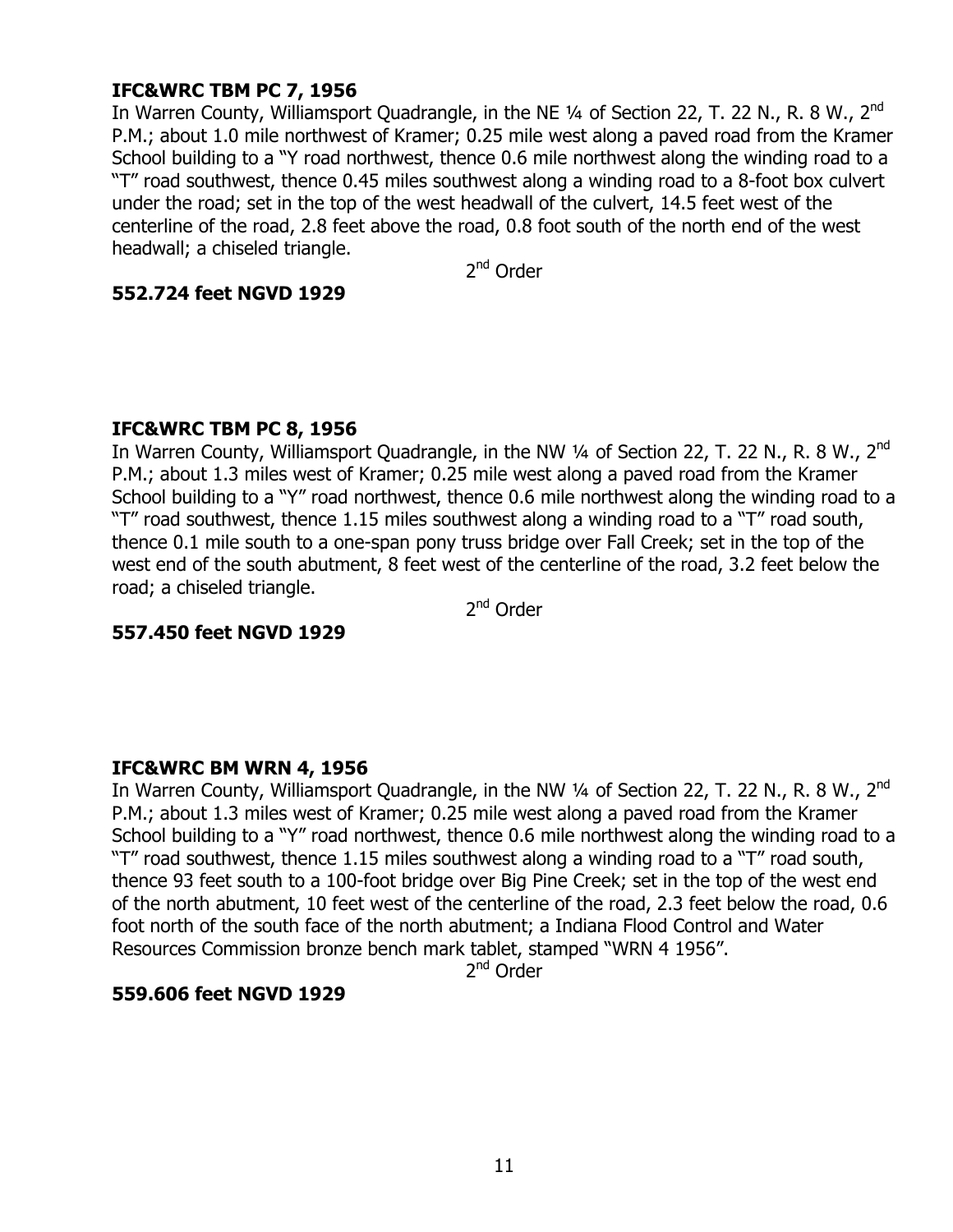**IFC&WRC TBM PC 7, 1956**

In Warren County, Williamsport Quadrangle, in the NE ¼ of Section 22, T. 22 N., R. 8 W., 2nd P.M.; about 1.0 mile northwest of Kramer; 0.25 mile west along a paved road from the Kramer School building to a "Y road northwest, thence 0.6 mile northwest along the winding road to a "T" road southwest, thence 0.45 miles southwest along a winding road to a 8-foot box culvert under the road; set in the top of the west headwall of the culvert, 14.5 feet west of the centerline of the road, 2.8 feet above the road, 0.8 foot south of the north end of the west headwall; a chiseled triangle.

2nd Order

**552.724 feet NGVD 1929**

**IFC&WRC TBM PC 8, 1956**

In Warren County, Williamsport Quadrangle, in the NW ¼ of Section 22, T. 22 N., R. 8 W., 2nd P.M.; about 1.3 miles west of Kramer; 0.25 mile west along a paved road from the Kramer School building to a "Y" road northwest, thence 0.6 mile northwest along the winding road to a "T" road southwest, thence 1.15 miles southwest along a winding road to a "T" road south, thence 0.1 mile south to a one-span pony truss bridge over Fall Creek; set in the top of the west end of the south abutment, 8 feet west of the centerline of the road, 3.2 feet below the road; a chiseled triangle.

2nd Order

**557.450 feet NGVD 1929**

**IFC&WRC BM WRN 4, 1956**

In Warren County, Williamsport Quadrangle, in the NW ¼ of Section 22, T. 22 N., R. 8 W., 2nd P.M.; about 1.3 miles west of Kramer; 0.25 mile west along a paved road from the Kramer School building to a "Y" road northwest, thence 0.6 mile northwest along the winding road to a "T" road southwest, thence 1.15 miles southwest along a winding road to a "T" road south, thence 93 feet south to a 100-foot bridge over Big Pine Creek; set in the top of the west end of the north abutment, 10 feet west of the centerline of the road, 2.3 feet below the road, 0.6 foot north of the south face of the north abutment; a Indiana Flood Control and Water Resources Commission bronze bench mark tablet, stamped "WRN 4 1956".

2nd Order

**559.606 feet NGVD 1929**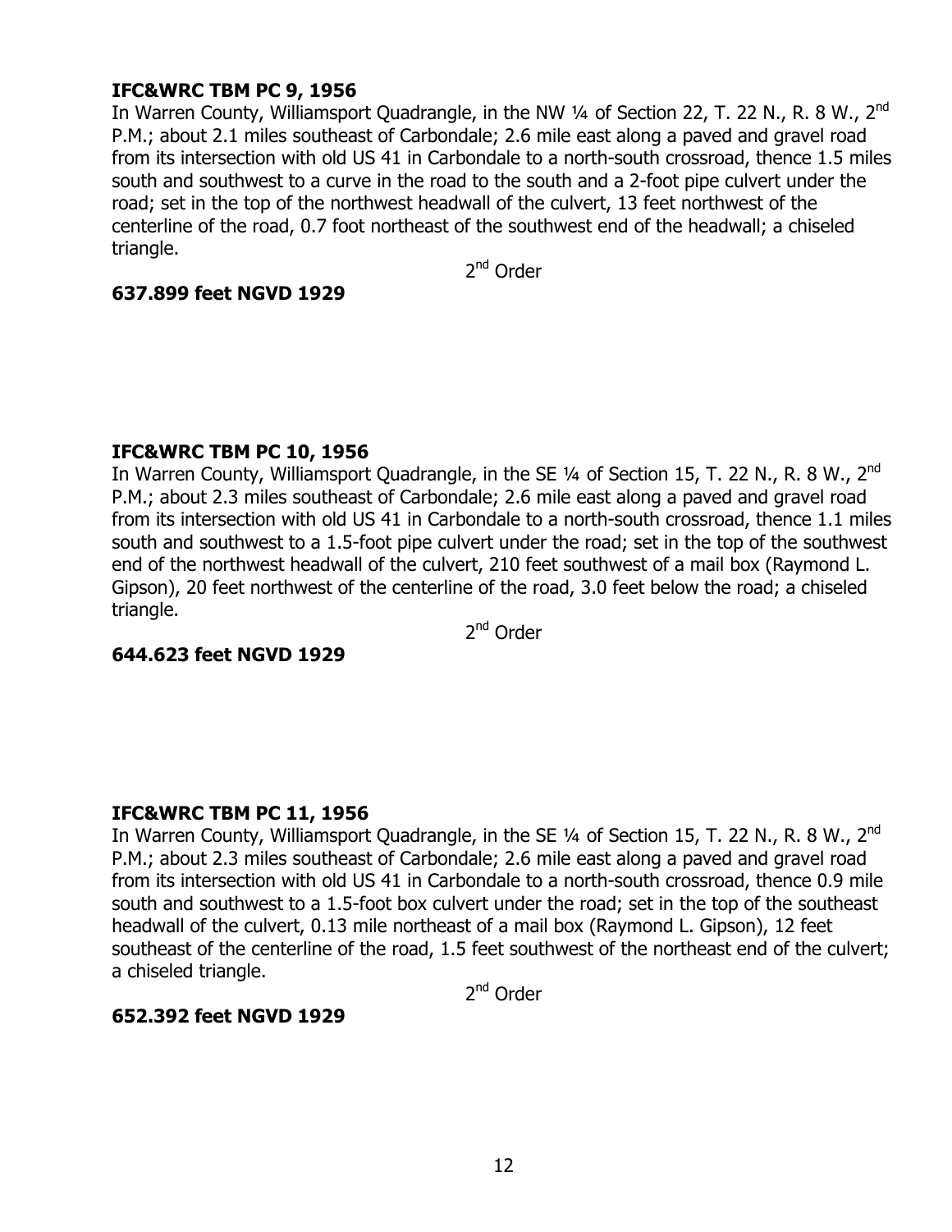**IFC&WRC TBM PC 9, 1956**

In Warren County, Williamsport Quadrangle, in the NW ¼ of Section 22, T. 22 N., R. 8 W., 2nd P.M.; about 2.1 miles southeast of Carbondale; 2.6 mile east along a paved and gravel road from its intersection with old US 41 in Carbondale to a north-south crossroad, thence 1.5 miles south and southwest to a curve in the road to the south and a 2-foot pipe culvert under the road; set in the top of the northwest headwall of the culvert, 13 feet northwest of the centerline of the road, 0.7 foot northeast of the southwest end of the headwall; a chiseled triangle.

2nd Order

**637.899 feet NGVD 1929**

**IFC&WRC TBM PC 10, 1956**

In Warren County, Williamsport Quadrangle, in the SE ¼ of Section 15, T. 22 N., R. 8 W., 2nd P.M.; about 2.3 miles southeast of Carbondale; 2.6 mile east along a paved and gravel road from its intersection with old US 41 in Carbondale to a north-south crossroad, thence 1.1 miles south and southwest to a 1.5-foot pipe culvert under the road; set in the top of the southwest end of the northwest headwall of the culvert, 210 feet southwest of a mail box (Raymond L. Gipson), 20 feet northwest of the centerline of the road, 3.0 feet below the road; a chiseled triangle.

2nd Order

**644.623 feet NGVD 1929**

**IFC&WRC TBM PC 11, 1956**

In Warren County, Williamsport Quadrangle, in the SE ¼ of Section 15, T. 22 N., R. 8 W., 2nd P.M.; about 2.3 miles southeast of Carbondale; 2.6 mile east along a paved and gravel road from its intersection with old US 41 in Carbondale to a north-south crossroad, thence 0.9 mile south and southwest to a 1.5-foot box culvert under the road; set in the top of the southeast headwall of the culvert, 0.13 mile northeast of a mail box (Raymond L. Gipson), 12 feet southeast of the centerline of the road, 1.5 feet southwest of the northeast end of the culvert; a chiseled triangle.

2nd Order

**652.392 feet NGVD 1929**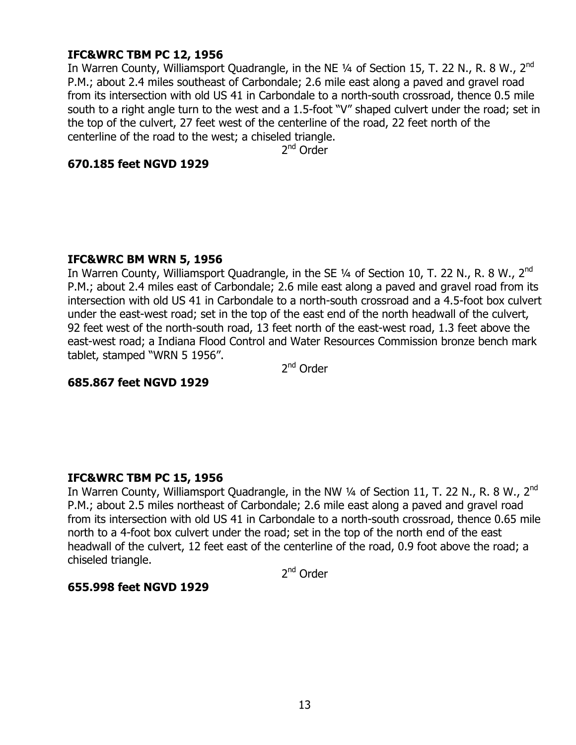**IFC&WRC TBM PC 12, 1956**

In Warren County, Williamsport Quadrangle, in the NE ¼ of Section 15, T. 22 N., R. 8 W., 2nd P.M.; about 2.4 miles southeast of Carbondale; 2.6 mile east along a paved and gravel road from its intersection with old US 41 in Carbondale to a north-south crossroad, thence 0.5 mile south to a right angle turn to the west and a 1.5-foot "V" shaped culvert under the road; set in the top of the culvert, 27 feet west of the centerline of the road, 22 feet north of the centerline of the road to the west; a chiseled triangle.

2nd Order

**670.185 feet NGVD 1929**

**IFC&WRC BM WRN 5, 1956**

In Warren County, Williamsport Quadrangle, in the SE ¼ of Section 10, T. 22 N., R. 8 W., 2nd P.M.; about 2.4 miles east of Carbondale; 2.6 mile east along a paved and gravel road from its intersection with old US 41 in Carbondale to a north-south crossroad and a 4.5-foot box culvert under the east-west road; set in the top of the east end of the north headwall of the culvert, 92 feet west of the north-south road, 13 feet north of the east-west road, 1.3 feet above the east-west road; a Indiana Flood Control and Water Resources Commission bronze bench mark tablet, stamped "WRN 5 1956".

2nd Order

**685.867 feet NGVD 1929**

**IFC&WRC TBM PC 15, 1956**

In Warren County, Williamsport Quadrangle, in the NW ¼ of Section 11, T. 22 N., R. 8 W., 2nd P.M.; about 2.5 miles northeast of Carbondale; 2.6 mile east along a paved and gravel road from its intersection with old US 41 in Carbondale to a north-south crossroad, thence 0.65 mile north to a 4-foot box culvert under the road; set in the top of the north end of the east headwall of the culvert, 12 feet east of the centerline of the road, 0.9 foot above the road; a chiseled triangle.

2nd Order

**655.998 feet NGVD 1929**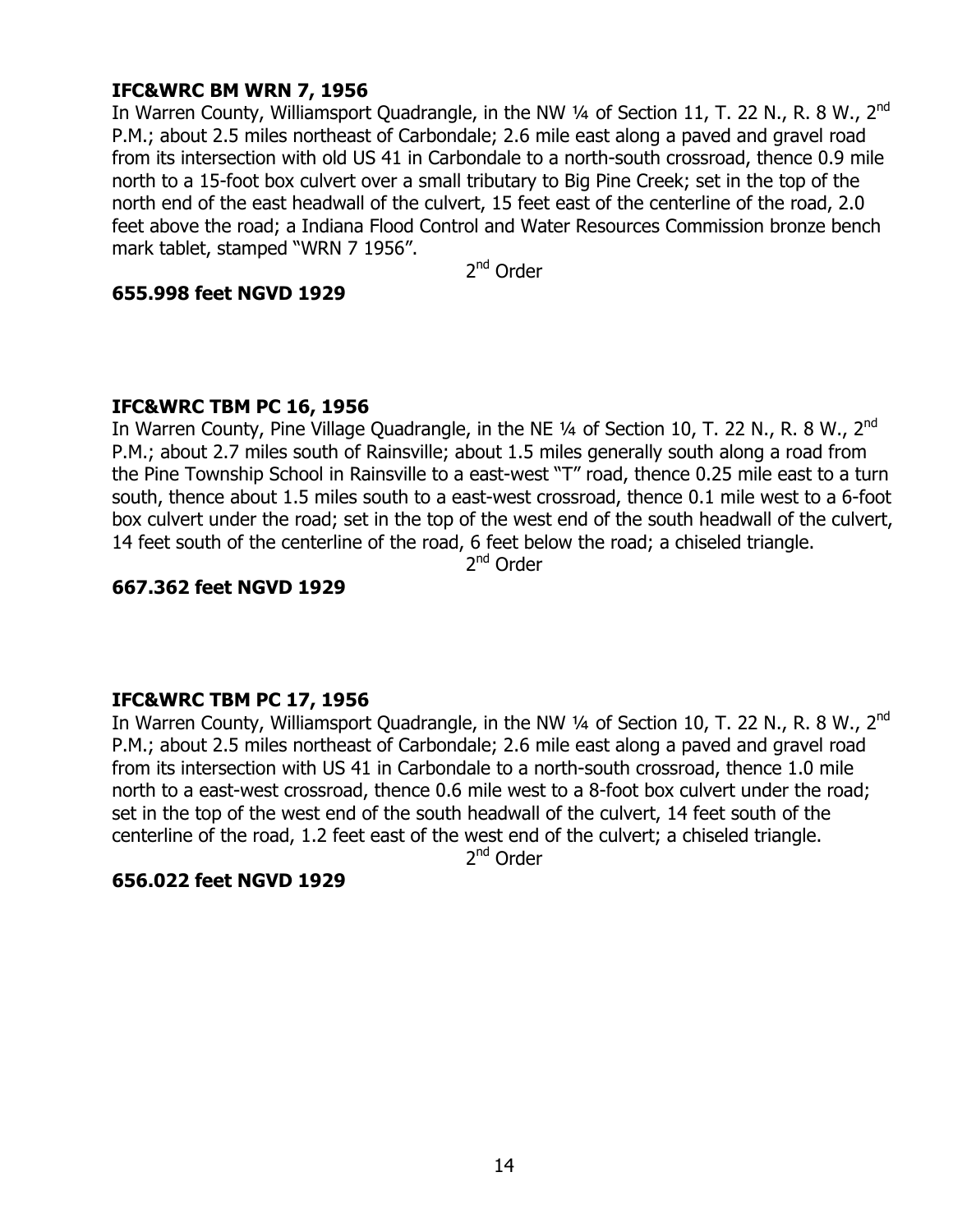**IFC&WRC BM WRN 7, 1956**

In Warren County, Williamsport Quadrangle, in the NW ¼ of Section 11, T. 22 N., R. 8 W., 2nd P.M.; about 2.5 miles northeast of Carbondale; 2.6 mile east along a paved and gravel road from its intersection with old US 41 in Carbondale to a north-south crossroad, thence 0.9 mile north to a 15-foot box culvert over a small tributary to Big Pine Creek; set in the top of the north end of the east headwall of the culvert, 15 feet east of the centerline of the road, 2.0 feet above the road; a Indiana Flood Control and Water Resources Commission bronze bench mark tablet, stamped "WRN 7 1956".

2nd Order

**655.998 feet NGVD 1929**

**IFC&WRC TBM PC 16, 1956**

In Warren County, Pine Village Quadrangle, in the NE ¼ of Section 10, T. 22 N., R. 8 W., 2nd P.M.; about 2.7 miles south of Rainsville; about 1.5 miles generally south along a road from the Pine Township School in Rainsville to a east-west "T" road, thence 0.25 mile east to a turn south, thence about 1.5 miles south to a east-west crossroad, thence 0.1 mile west to a 6-foot box culvert under the road; set in the top of the west end of the south headwall of the culvert, 14 feet south of the centerline of the road, 6 feet below the road; a chiseled triangle.

2nd Order

**667.362 feet NGVD 1929**

**IFC&WRC TBM PC 17, 1956**

In Warren County, Williamsport Quadrangle, in the NW ¼ of Section 10, T. 22 N., R. 8 W., 2nd P.M.; about 2.5 miles northeast of Carbondale; 2.6 mile east along a paved and gravel road from its intersection with US 41 in Carbondale to a north-south crossroad, thence 1.0 mile north to a east-west crossroad, thence 0.6 mile west to a 8-foot box culvert under the road; set in the top of the west end of the south headwall of the culvert, 14 feet south of the centerline of the road, 1.2 feet east of the west end of the culvert; a chiseled triangle.

2nd Order

**656.022 feet NGVD 1929**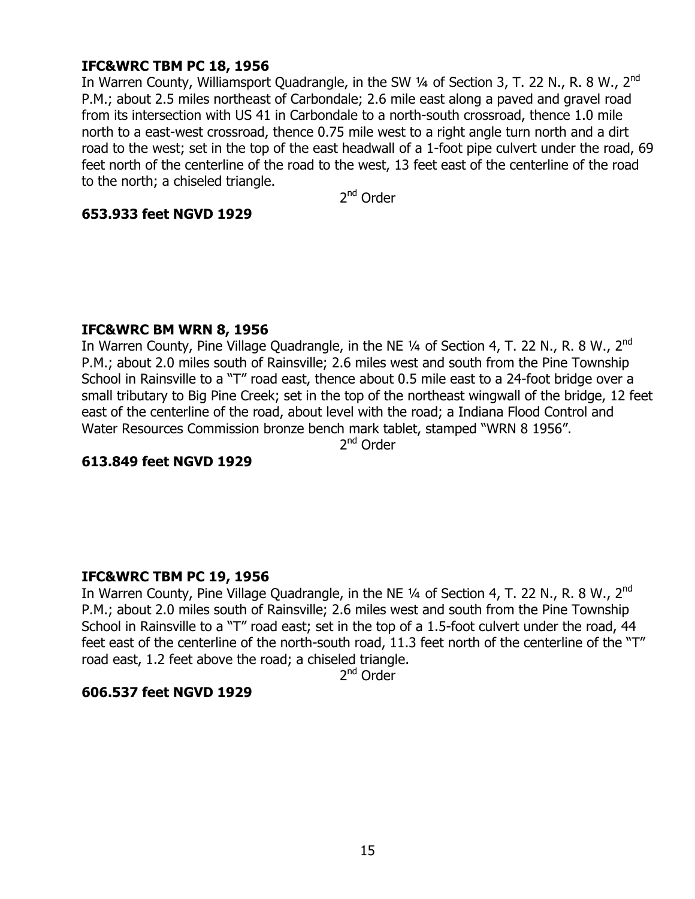**IFC&WRC TBM PC 18, 1956**

In Warren County, Williamsport Quadrangle, in the SW ¼ of Section 3, T. 22 N., R. 8 W., 2nd P.M.; about 2.5 miles northeast of Carbondale; 2.6 mile east along a paved and gravel road from its intersection with US 41 in Carbondale to a north-south crossroad, thence 1.0 mile north to a east-west crossroad, thence 0.75 mile west to a right angle turn north and a dirt road to the west; set in the top of the east headwall of a 1-foot pipe culvert under the road, 69 feet north of the centerline of the road to the west, 13 feet east of the centerline of the road to the north; a chiseled triangle.

2nd Order

**653.933 feet NGVD 1929**

**IFC&WRC BM WRN 8, 1956**

In Warren County, Pine Village Quadrangle, in the NE ¼ of Section 4, T. 22 N., R. 8 W., 2nd P.M.; about 2.0 miles south of Rainsville; 2.6 miles west and south from the Pine Township School in Rainsville to a "T" road east, thence about 0.5 mile east to a 24-foot bridge over a small tributary to Big Pine Creek; set in the top of the northeast wingwall of the bridge, 12 feet east of the centerline of the road, about level with the road; a Indiana Flood Control and Water Resources Commission bronze bench mark tablet, stamped "WRN 8 1956".

2nd Order

**613.849 feet NGVD 1929**

**IFC&WRC TBM PC 19, 1956**

In Warren County, Pine Village Quadrangle, in the NE ¼ of Section 4, T. 22 N., R. 8 W., 2nd P.M.; about 2.0 miles south of Rainsville; 2.6 miles west and south from the Pine Township School in Rainsville to a "T" road east; set in the top of a 1.5-foot culvert under the road, 44 feet east of the centerline of the north-south road, 11.3 feet north of the centerline of the "T" road east, 1.2 feet above the road; a chiseled triangle.

2nd Order

**606.537 feet NGVD 1929**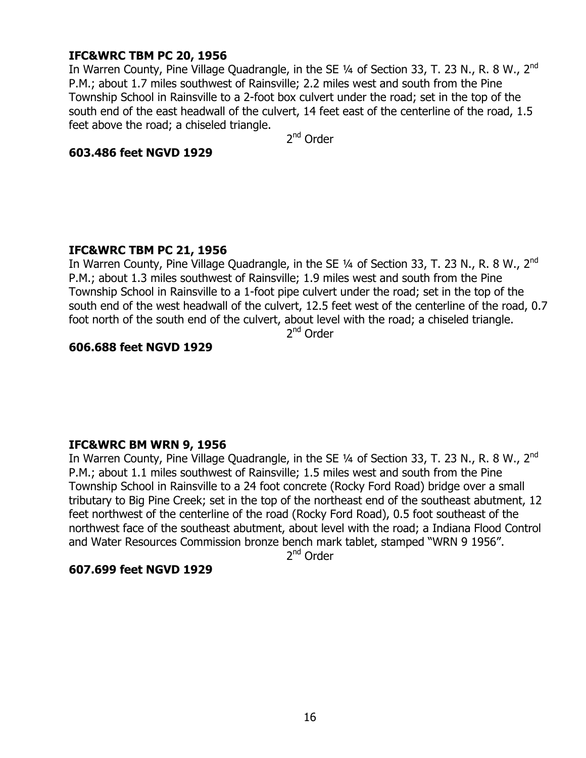**IFC&WRC TBM PC 20, 1956**

In Warren County, Pine Village Quadrangle, in the SE ¼ of Section 33, T. 23 N., R. 8 W., 2nd P.M.; about 1.7 miles southwest of Rainsville; 2.2 miles west and south from the Pine Township School in Rainsville to a 2-foot box culvert under the road; set in the top of the south end of the east headwall of the culvert, 14 feet east of the centerline of the road, 1.5 feet above the road; a chiseled triangle.

2nd Order

**603.486 feet NGVD 1929**

**IFC&WRC TBM PC 21, 1956**

In Warren County, Pine Village Quadrangle, in the SE ¼ of Section 33, T. 23 N., R. 8 W., 2nd P.M.; about 1.3 miles southwest of Rainsville; 1.9 miles west and south from the Pine Township School in Rainsville to a 1-foot pipe culvert under the road; set in the top of the south end of the west headwall of the culvert, 12.5 feet west of the centerline of the road, 0.7 foot north of the south end of the culvert, about level with the road; a chiseled triangle.

2nd Order

**606.688 feet NGVD 1929**

**IFC&WRC BM WRN 9, 1956**

In Warren County, Pine Village Quadrangle, in the SE ¼ of Section 33, T. 23 N., R. 8 W., 2nd P.M.; about 1.1 miles southwest of Rainsville; 1.5 miles west and south from the Pine Township School in Rainsville to a 24 foot concrete (Rocky Ford Road) bridge over a small tributary to Big Pine Creek; set in the top of the northeast end of the southeast abutment, 12 feet northwest of the centerline of the road (Rocky Ford Road), 0.5 foot southeast of the northwest face of the southeast abutment, about level with the road; a Indiana Flood Control and Water Resources Commission bronze bench mark tablet, stamped "WRN 9 1956".

2nd Order

**607.699 feet NGVD 1929**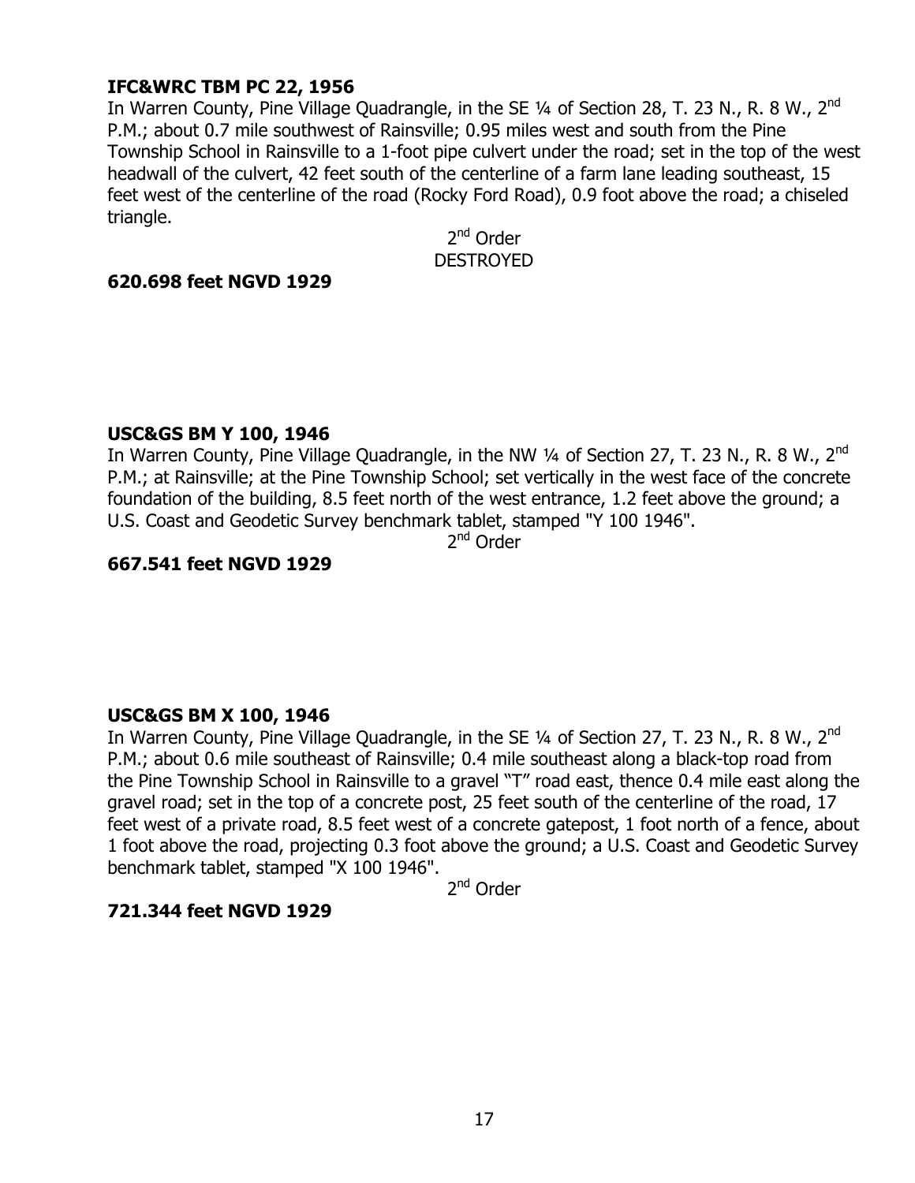**IFC&WRC TBM PC 22, 1956**

In Warren County, Pine Village Quadrangle, in the SE ¼ of Section 28, T. 23 N., R. 8 W., 2nd P.M.; about 0.7 mile southwest of Rainsville; 0.95 miles west and south from the Pine Township School in Rainsville to a 1-foot pipe culvert under the road; set in the top of the west headwall of the culvert, 42 feet south of the centerline of a farm lane leading southeast, 15 feet west of the centerline of the road (Rocky Ford Road), 0.9 foot above the road; a chiseled triangle.

2nd Order
DESTROYED

**620.698 feet NGVD 1929**

**USC&GS BM Y 100, 1946**

In Warren County, Pine Village Quadrangle, in the NW ¼ of Section 27, T. 23 N., R. 8 W., 2nd P.M.; at Rainsville; at the Pine Township School; set vertically in the west face of the concrete foundation of the building, 8.5 feet north of the west entrance, 1.2 feet above the ground; a U.S. Coast and Geodetic Survey benchmark tablet, stamped "Y 100 1946".

2nd Order

**667.541 feet NGVD 1929**

**USC&GS BM X 100, 1946**

In Warren County, Pine Village Quadrangle, in the SE ¼ of Section 27, T. 23 N., R. 8 W., 2nd P.M.; about 0.6 mile southeast of Rainsville; 0.4 mile southeast along a black-top road from the Pine Township School in Rainsville to a gravel "T" road east, thence 0.4 mile east along the gravel road; set in the top of a concrete post, 25 feet south of the centerline of the road, 17 feet west of a private road, 8.5 feet west of a concrete gatepost, 1 foot north of a fence, about 1 foot above the road, projecting 0.3 foot above the ground; a U.S. Coast and Geodetic Survey benchmark tablet, stamped "X 100 1946".

2nd Order

**721.344 feet NGVD 1929**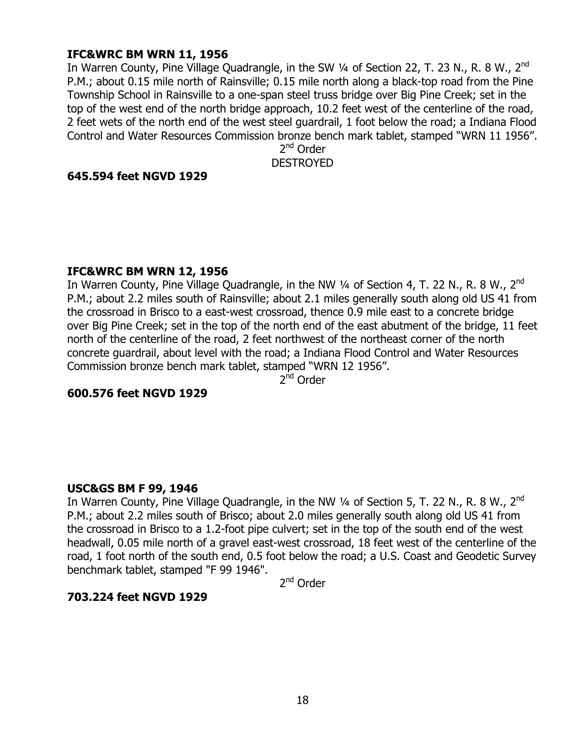**IFC&WRC BM WRN 11, 1956**

In Warren County, Pine Village Quadrangle, in the SW ¼ of Section 22, T. 23 N., R. 8 W., 2nd P.M.; about 0.15 mile north of Rainsville; 0.15 mile north along a black-top road from the Pine Township School in Rainsville to a one-span steel truss bridge over Big Pine Creek; set in the top of the west end of the north bridge approach, 10.2 feet west of the centerline of the road, 2 feet wets of the north end of the west steel guardrail, 1 foot below the road; a Indiana Flood Control and Water Resources Commission bronze bench mark tablet, stamped "WRN 11 1956".

2nd Order

DESTROYED

**645.594 feet NGVD 1929**

**IFC&WRC BM WRN 12, 1956**

In Warren County, Pine Village Quadrangle, in the NW ¼ of Section 4, T. 22 N., R. 8 W., 2nd P.M.; about 2.2 miles south of Rainsville; about 2.1 miles generally south along old US 41 from the crossroad in Brisco to a east-west crossroad, thence 0.9 mile east to a concrete bridge over Big Pine Creek; set in the top of the north end of the east abutment of the bridge, 11 feet north of the centerline of the road, 2 feet northwest of the northeast corner of the north concrete guardrail, about level with the road; a Indiana Flood Control and Water Resources Commission bronze bench mark tablet, stamped "WRN 12 1956".

2nd Order

**600.576 feet NGVD 1929**

**USC&GS BM F 99, 1946**

In Warren County, Pine Village Quadrangle, in the NW ¼ of Section 5, T. 22 N., R. 8 W., 2nd P.M.; about 2.2 miles south of Brisco; about 2.0 miles generally south along old US 41 from the crossroad in Brisco to a 1.2-foot pipe culvert; set in the top of the south end of the west headwall, 0.05 mile north of a gravel east-west crossroad, 18 feet west of the centerline of the road, 1 foot north of the south end, 0.5 foot below the road; a U.S. Coast and Geodetic Survey benchmark tablet, stamped "F 99 1946".

2nd Order

**703.224 feet NGVD 1929**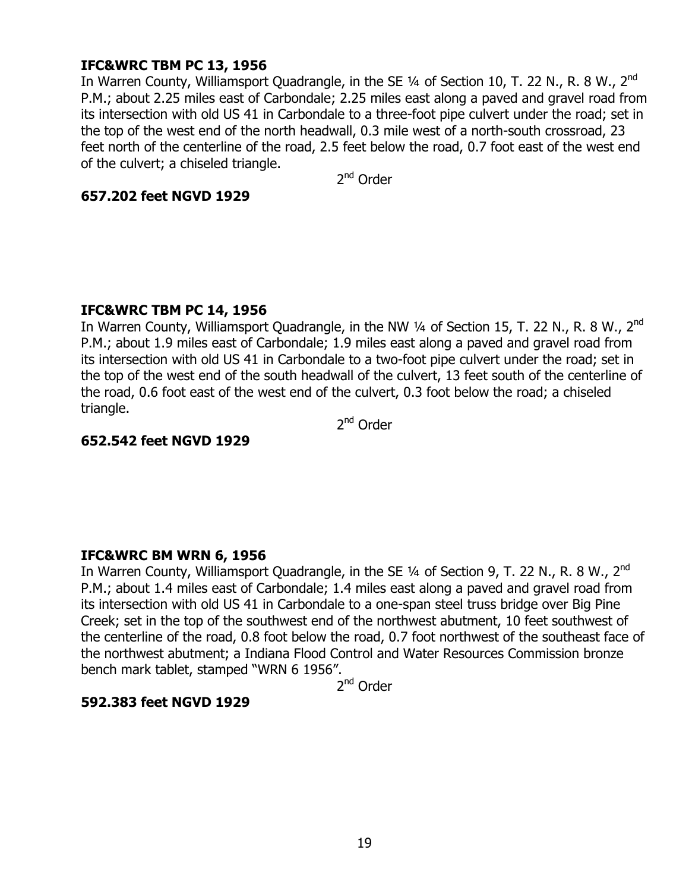**IFC&WRC TBM PC 13, 1956**

In Warren County, Williamsport Quadrangle, in the SE ¼ of Section 10, T. 22 N., R. 8 W., 2nd P.M.; about 2.25 miles east of Carbondale; 2.25 miles east along a paved and gravel road from its intersection with old US 41 in Carbondale to a three-foot pipe culvert under the road; set in the top of the west end of the north headwall, 0.3 mile west of a north-south crossroad, 23 feet north of the centerline of the road, 2.5 feet below the road, 0.7 foot east of the west end of the culvert; a chiseled triangle.

2nd Order

**657.202 feet NGVD 1929**

**IFC&WRC TBM PC 14, 1956**

In Warren County, Williamsport Quadrangle, in the NW ¼ of Section 15, T. 22 N., R. 8 W., 2nd P.M.; about 1.9 miles east of Carbondale; 1.9 miles east along a paved and gravel road from its intersection with old US 41 in Carbondale to a two-foot pipe culvert under the road; set in the top of the west end of the south headwall of the culvert, 13 feet south of the centerline of the road, 0.6 foot east of the west end of the culvert, 0.3 foot below the road; a chiseled triangle.

2nd Order

**652.542 feet NGVD 1929**

**IFC&WRC BM WRN 6, 1956**

In Warren County, Williamsport Quadrangle, in the SE ¼ of Section 9, T. 22 N., R. 8 W., 2nd P.M.; about 1.4 miles east of Carbondale; 1.4 miles east along a paved and gravel road from its intersection with old US 41 in Carbondale to a one-span steel truss bridge over Big Pine Creek; set in the top of the southwest end of the northwest abutment, 10 feet southwest of the centerline of the road, 0.8 foot below the road, 0.7 foot northwest of the southeast face of the northwest abutment; a Indiana Flood Control and Water Resources Commission bronze bench mark tablet, stamped "WRN 6 1956".

2nd Order

**592.383 feet NGVD 1929**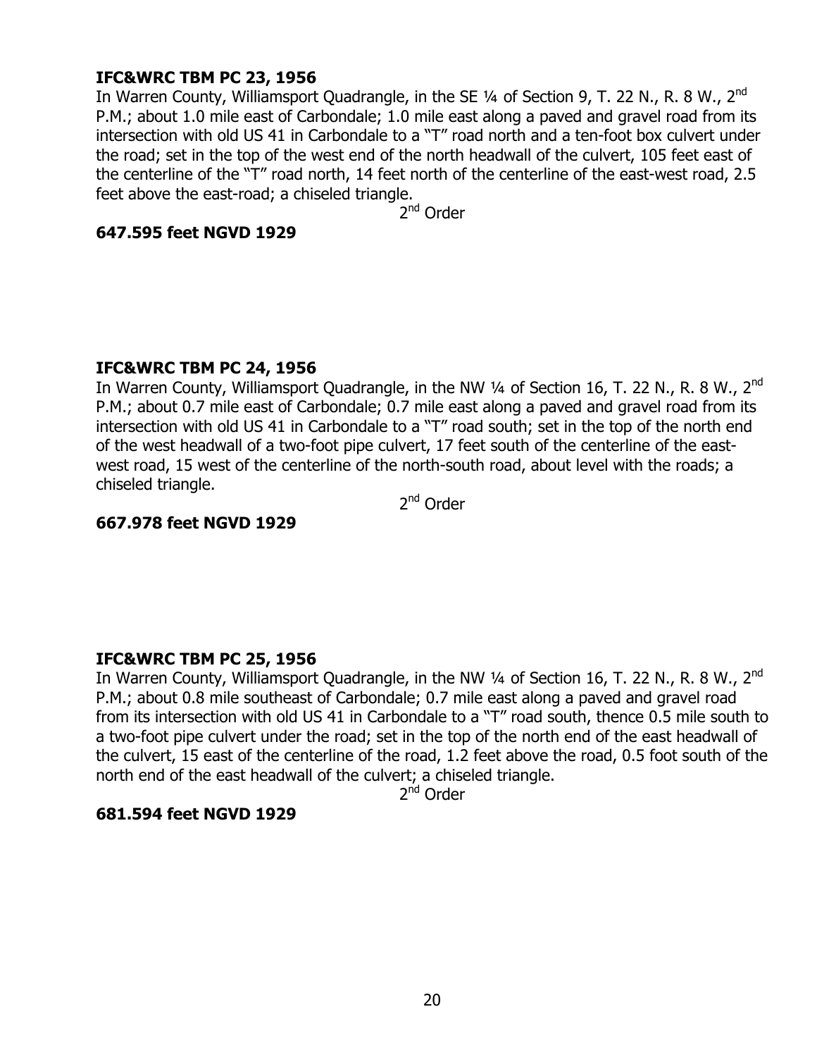**IFC&WRC TBM PC 23, 1956**

In Warren County, Williamsport Quadrangle, in the SE ¼ of Section 9, T. 22 N., R. 8 W., 2nd P.M.; about 1.0 mile east of Carbondale; 1.0 mile east along a paved and gravel road from its intersection with old US 41 in Carbondale to a "T" road north and a ten-foot box culvert under the road; set in the top of the west end of the north headwall of the culvert, 105 feet east of the centerline of the "T" road north, 14 feet north of the centerline of the east-west road, 2.5 feet above the east-road; a chiseled triangle.

2nd Order

**647.595 feet NGVD 1929**

**IFC&WRC TBM PC 24, 1956**

In Warren County, Williamsport Quadrangle, in the NW ¼ of Section 16, T. 22 N., R. 8 W., 2nd P.M.; about 0.7 mile east of Carbondale; 0.7 mile east along a paved and gravel road from its intersection with old US 41 in Carbondale to a "T" road south; set in the top of the north end of the west headwall of a two-foot pipe culvert, 17 feet south of the centerline of the east-west road, 15 west of the centerline of the north-south road, about level with the roads; a chiseled triangle.

2nd Order

**667.978 feet NGVD 1929**

**IFC&WRC TBM PC 25, 1956**

In Warren County, Williamsport Quadrangle, in the NW ¼ of Section 16, T. 22 N., R. 8 W., 2nd P.M.; about 0.8 mile southeast of Carbondale; 0.7 mile east along a paved and gravel road from its intersection with old US 41 in Carbondale to a "T" road south, thence 0.5 mile south to a two-foot pipe culvert under the road; set in the top of the north end of the east headwall of the culvert, 15 east of the centerline of the road, 1.2 feet above the road, 0.5 foot south of the north end of the east headwall of the culvert; a chiseled triangle.

2nd Order

**681.594 feet NGVD 1929**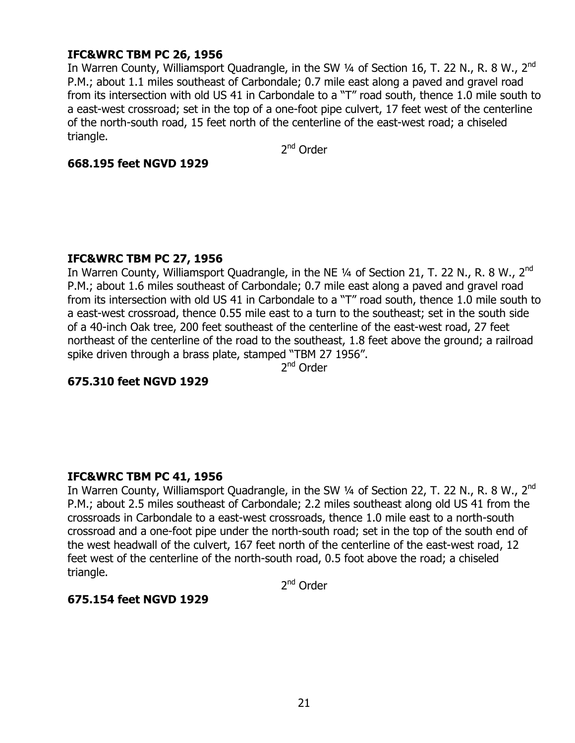**IFC&WRC TBM PC 26, 1956**

In Warren County, Williamsport Quadrangle, in the SW ¼ of Section 16, T. 22 N., R. 8 W., 2nd P.M.; about 1.1 miles southeast of Carbondale; 0.7 mile east along a paved and gravel road from its intersection with old US 41 in Carbondale to a "T" road south, thence 1.0 mile south to a east-west crossroad; set in the top of a one-foot pipe culvert, 17 feet west of the centerline of the north-south road, 15 feet north of the centerline of the east-west road; a chiseled triangle.

2nd Order

**668.195 feet NGVD 1929**

**IFC&WRC TBM PC 27, 1956**

In Warren County, Williamsport Quadrangle, in the NE ¼ of Section 21, T. 22 N., R. 8 W., 2nd P.M.; about 1.6 miles southeast of Carbondale; 0.7 mile east along a paved and gravel road from its intersection with old US 41 in Carbondale to a "T" road south, thence 1.0 mile south to a east-west crossroad, thence 0.55 mile east to a turn to the southeast; set in the south side of a 40-inch Oak tree, 200 feet southeast of the centerline of the east-west road, 27 feet northeast of the centerline of the road to the southeast, 1.8 feet above the ground; a railroad spike driven through a brass plate, stamped "TBM 27 1956".

2nd Order

**675.310 feet NGVD 1929**

**IFC&WRC TBM PC 41, 1956**

In Warren County, Williamsport Quadrangle, in the SW ¼ of Section 22, T. 22 N., R. 8 W., 2nd P.M.; about 2.5 miles southeast of Carbondale; 2.2 miles southeast along old US 41 from the crossroads in Carbondale to a east-west crossroads, thence 1.0 mile east to a north-south crossroad and a one-foot pipe under the north-south road; set in the top of the south end of the west headwall of the culvert, 167 feet north of the centerline of the east-west road, 12 feet west of the centerline of the north-south road, 0.5 foot above the road; a chiseled triangle.

2nd Order

**675.154 feet NGVD 1929**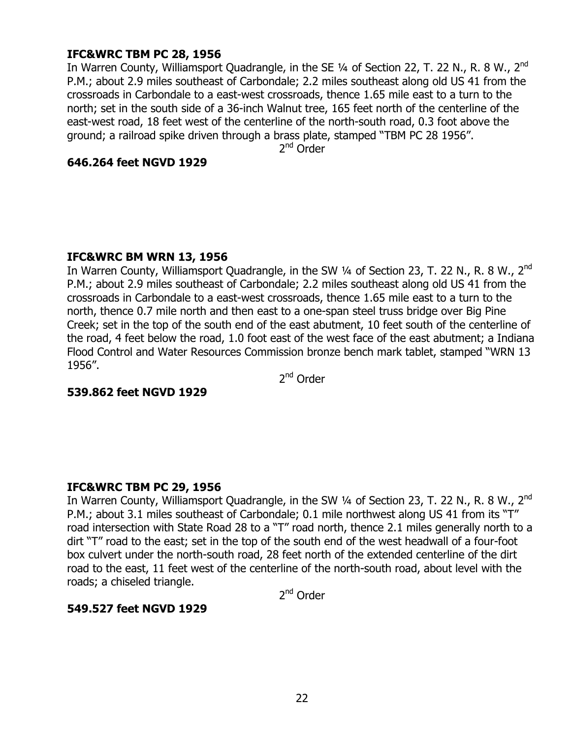**IFC&WRC TBM PC 28, 1956**

In Warren County, Williamsport Quadrangle, in the SE ¼ of Section 22, T. 22 N., R. 8 W., 2nd P.M.; about 2.9 miles southeast of Carbondale; 2.2 miles southeast along old US 41 from the crossroads in Carbondale to a east-west crossroads, thence 1.65 mile east to a turn to the north; set in the south side of a 36-inch Walnut tree, 165 feet north of the centerline of the east-west road, 18 feet west of the centerline of the north-south road, 0.3 foot above the ground; a railroad spike driven through a brass plate, stamped "TBM PC 28 1956".

2nd Order

**646.264 feet NGVD 1929**

**IFC&WRC BM WRN 13, 1956**

In Warren County, Williamsport Quadrangle, in the SW ¼ of Section 23, T. 22 N., R. 8 W., 2nd P.M.; about 2.9 miles southeast of Carbondale; 2.2 miles southeast along old US 41 from the crossroads in Carbondale to a east-west crossroads, thence 1.65 mile east to a turn to the north, thence 0.7 mile north and then east to a one-span steel truss bridge over Big Pine Creek; set in the top of the south end of the east abutment, 10 feet south of the centerline of the road, 4 feet below the road, 1.0 foot east of the west face of the east abutment; a Indiana Flood Control and Water Resources Commission bronze bench mark tablet, stamped "WRN 13 1956".

2nd Order

**539.862 feet NGVD 1929**

**IFC&WRC TBM PC 29, 1956**

In Warren County, Williamsport Quadrangle, in the SW ¼ of Section 23, T. 22 N., R. 8 W., 2nd P.M.; about 3.1 miles southeast of Carbondale; 0.1 mile northwest along US 41 from its "T" road intersection with State Road 28 to a "T" road north, thence 2.1 miles generally north to a dirt "T" road to the east; set in the top of the south end of the west headwall of a four-foot box culvert under the north-south road, 28 feet north of the extended centerline of the dirt road to the east, 11 feet west of the centerline of the north-south road, about level with the roads; a chiseled triangle.

2nd Order

**549.527 feet NGVD 1929**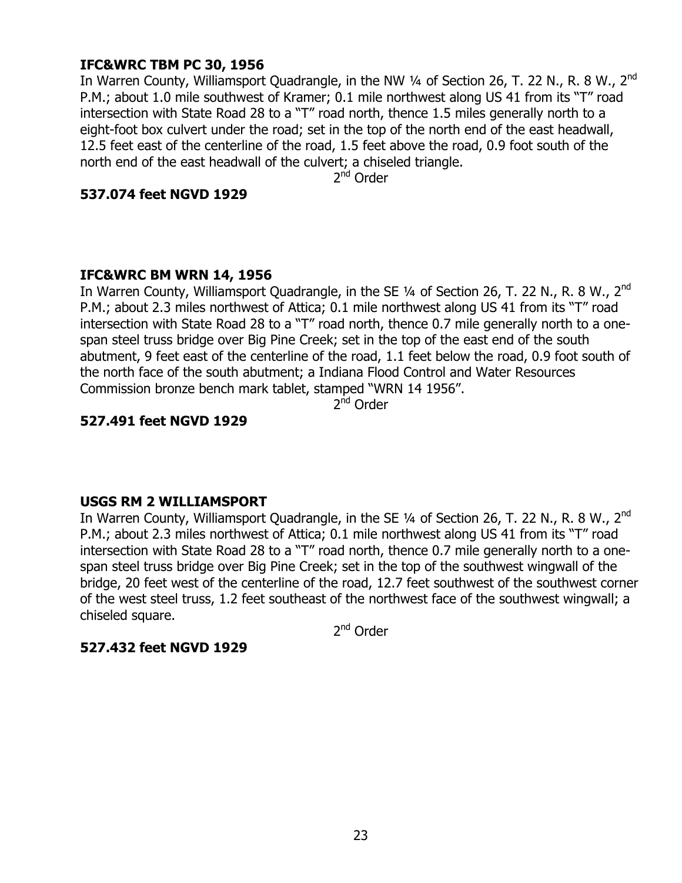**IFC&WRC TBM PC 30, 1956**

In Warren County, Williamsport Quadrangle, in the NW ¼ of Section 26, T. 22 N., R. 8 W., 2nd P.M.; about 1.0 mile southwest of Kramer; 0.1 mile northwest along US 41 from its "T" road intersection with State Road 28 to a "T" road north, thence 1.5 miles generally north to a eight-foot box culvert under the road; set in the top of the north end of the east headwall, 12.5 feet east of the centerline of the road, 1.5 feet above the road, 0.9 foot south of the north end of the east headwall of the culvert; a chiseled triangle.

2nd Order

**537.074 feet NGVD 1929**

**IFC&WRC BM WRN 14, 1956**

In Warren County, Williamsport Quadrangle, in the SE ¼ of Section 26, T. 22 N., R. 8 W., 2nd P.M.; about 2.3 miles northwest of Attica; 0.1 mile northwest along US 41 from its "T" road intersection with State Road 28 to a "T" road north, thence 0.7 mile generally north to a one-span steel truss bridge over Big Pine Creek; set in the top of the east end of the south abutment, 9 feet east of the centerline of the road, 1.1 feet below the road, 0.9 foot south of the north face of the south abutment; a Indiana Flood Control and Water Resources Commission bronze bench mark tablet, stamped "WRN 14 1956".

2nd Order

**527.491 feet NGVD 1929**

**USGS RM 2 WILLIAMSPORT**

In Warren County, Williamsport Quadrangle, in the SE ¼ of Section 26, T. 22 N., R. 8 W., 2nd P.M.; about 2.3 miles northwest of Attica; 0.1 mile northwest along US 41 from its "T" road intersection with State Road 28 to a "T" road north, thence 0.7 mile generally north to a one-span steel truss bridge over Big Pine Creek; set in the top of the southwest wingwall of the bridge, 20 feet west of the centerline of the road, 12.7 feet southwest of the southwest corner of the west steel truss, 1.2 feet southeast of the northwest face of the southwest wingwall; a chiseled square.

2nd Order

**527.432 feet NGVD 1929**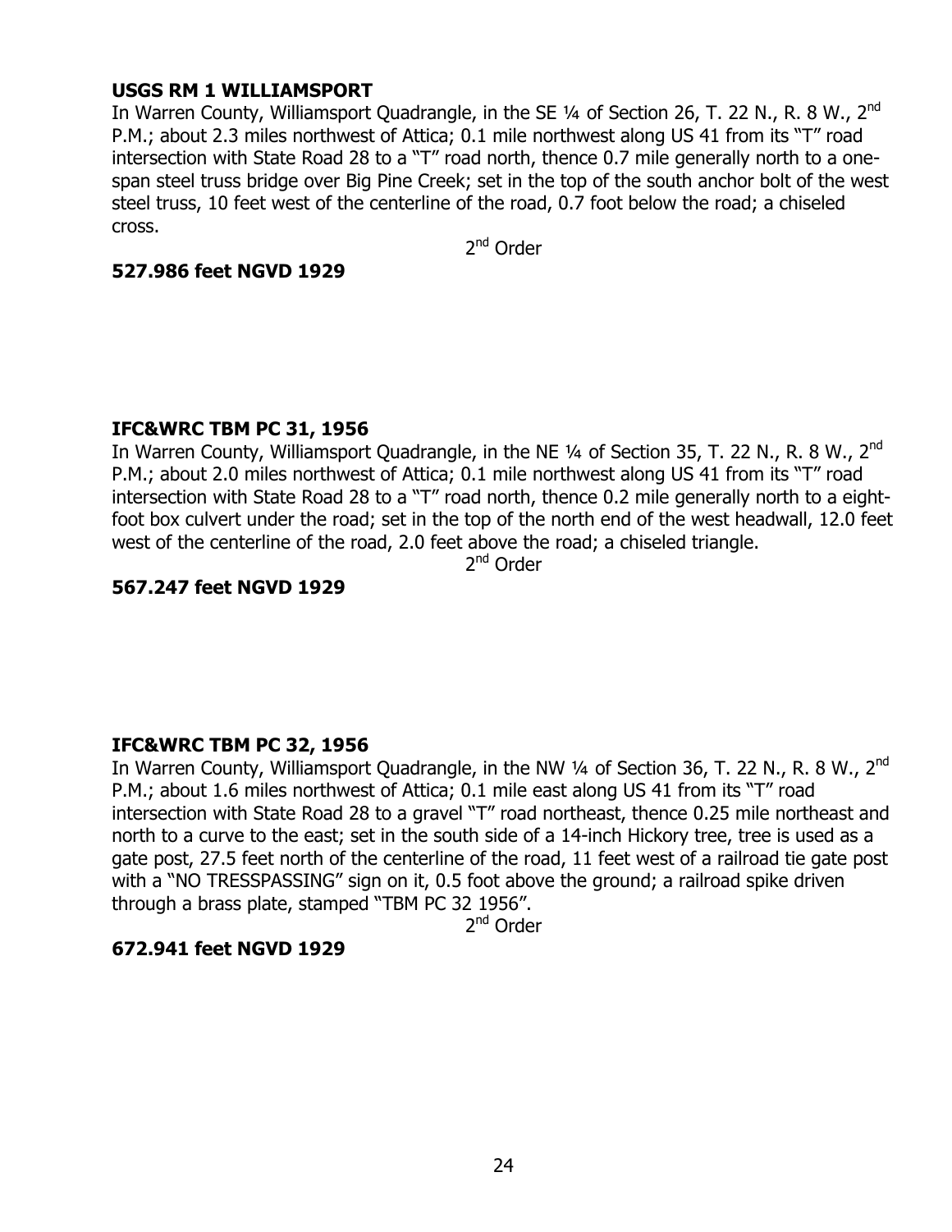**USGS RM 1 WILLIAMSPORT**
In Warren County, Williamsport Quadrangle, in the SE ¼ of Section 26, T. 22 N., R. 8 W., 2nd P.M.; about 2.3 miles northwest of Attica; 0.1 mile northwest along US 41 from its "T" road intersection with State Road 28 to a "T" road north, thence 0.7 mile generally north to a one-span steel truss bridge over Big Pine Creek; set in the top of the south anchor bolt of the west steel truss, 10 feet west of the centerline of the road, 0.7 foot below the road; a chiseled cross.

2nd Order

**527.986 feet NGVD 1929**

**IFC&WRC TBM PC 31, 1956**
In Warren County, Williamsport Quadrangle, in the NE ¼ of Section 35, T. 22 N., R. 8 W., 2nd P.M.; about 2.0 miles northwest of Attica; 0.1 mile northwest along US 41 from its "T" road intersection with State Road 28 to a "T" road north, thence 0.2 mile generally north to a eight-foot box culvert under the road; set in the top of the north end of the west headwall, 12.0 feet west of the centerline of the road, 2.0 feet above the road; a chiseled triangle.

2nd Order

**567.247 feet NGVD 1929**

**IFC&WRC TBM PC 32, 1956**
In Warren County, Williamsport Quadrangle, in the NW ¼ of Section 36, T. 22 N., R. 8 W., 2nd P.M.; about 1.6 miles northwest of Attica; 0.1 mile east along US 41 from its "T" road intersection with State Road 28 to a gravel "T" road northeast, thence 0.25 mile northeast and north to a curve to the east; set in the south side of a 14-inch Hickory tree, tree is used as a gate post, 27.5 feet north of the centerline of the road, 11 feet west of a railroad tie gate post with a "NO TRESSPASSING" sign on it, 0.5 foot above the ground; a railroad spike driven through a brass plate, stamped "TBM PC 32 1956".

2nd Order

**672.941 feet NGVD 1929**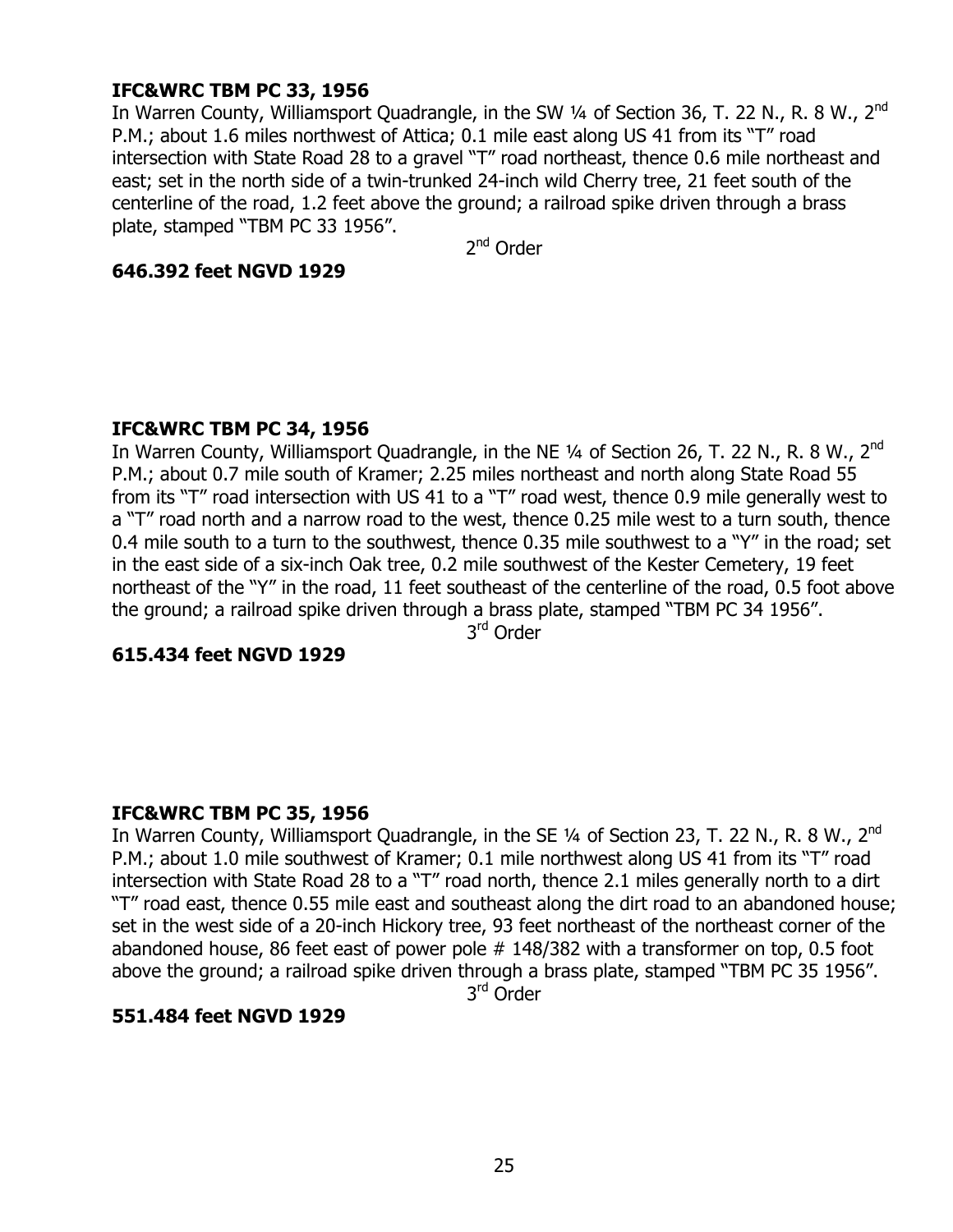**IFC&WRC TBM PC 33, 1956**

In Warren County, Williamsport Quadrangle, in the SW ¼ of Section 36, T. 22 N., R. 8 W., 2nd P.M.; about 1.6 miles northwest of Attica; 0.1 mile east along US 41 from its "T" road intersection with State Road 28 to a gravel "T" road northeast, thence 0.6 mile northeast and east; set in the north side of a twin-trunked 24-inch wild Cherry tree, 21 feet south of the centerline of the road, 1.2 feet above the ground; a railroad spike driven through a brass plate, stamped "TBM PC 33 1956".

2nd Order

**646.392 feet NGVD 1929**

**IFC&WRC TBM PC 34, 1956**

In Warren County, Williamsport Quadrangle, in the NE ¼ of Section 26, T. 22 N., R. 8 W., 2nd P.M.; about 0.7 mile south of Kramer; 2.25 miles northeast and north along State Road 55 from its "T" road intersection with US 41 to a "T" road west, thence 0.9 mile generally west to a "T" road north and a narrow road to the west, thence 0.25 mile west to a turn south, thence 0.4 mile south to a turn to the southwest, thence 0.35 mile southwest to a "Y" in the road; set in the east side of a six-inch Oak tree, 0.2 mile southwest of the Kester Cemetery, 19 feet northeast of the "Y" in the road, 11 feet southeast of the centerline of the road, 0.5 foot above the ground; a railroad spike driven through a brass plate, stamped "TBM PC 34 1956".

3rd Order

**615.434 feet NGVD 1929**

**IFC&WRC TBM PC 35, 1956**

In Warren County, Williamsport Quadrangle, in the SE ¼ of Section 23, T. 22 N., R. 8 W., 2nd P.M.; about 1.0 mile southwest of Kramer; 0.1 mile northwest along US 41 from its "T" road intersection with State Road 28 to a "T" road north, thence 2.1 miles generally north to a dirt "T" road east, thence 0.55 mile east and southeast along the dirt road to an abandoned house; set in the west side of a 20-inch Hickory tree, 93 feet northeast of the northeast corner of the abandoned house, 86 feet east of power pole # 148/382 with a transformer on top, 0.5 foot above the ground; a railroad spike driven through a brass plate, stamped "TBM PC 35 1956".

3rd Order

**551.484 feet NGVD 1929**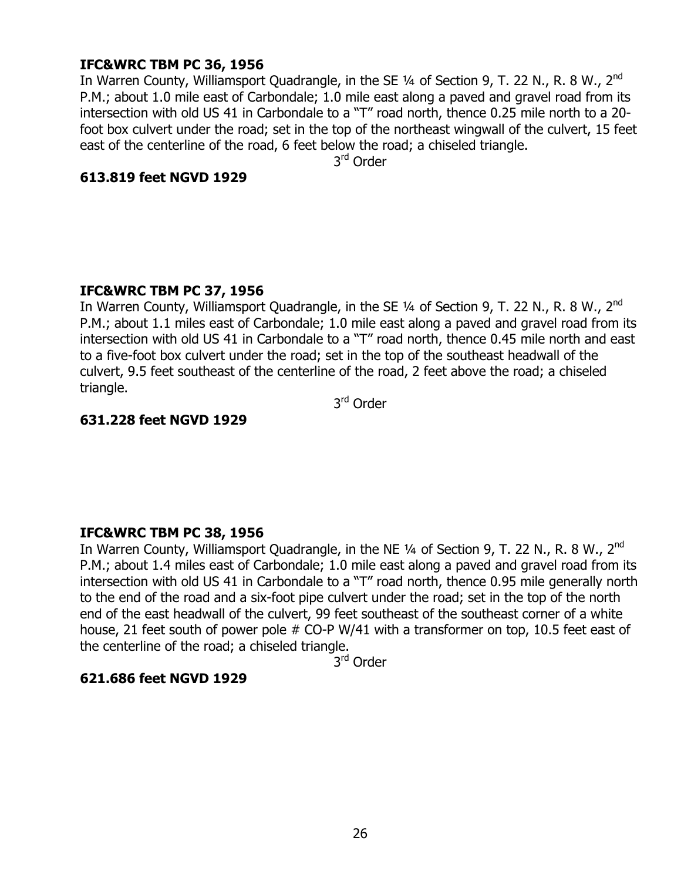**IFC&WRC TBM PC 36, 1956**

In Warren County, Williamsport Quadrangle, in the SE ¼ of Section 9, T. 22 N., R. 8 W., 2nd P.M.; about 1.0 mile east of Carbondale; 1.0 mile east along a paved and gravel road from its intersection with old US 41 in Carbondale to a "T" road north, thence 0.25 mile north to a 20-foot box culvert under the road; set in the top of the northeast wingwall of the culvert, 15 feet east of the centerline of the road, 6 feet below the road; a chiseled triangle.

3rd Order

**613.819 feet NGVD 1929**

**IFC&WRC TBM PC 37, 1956**

In Warren County, Williamsport Quadrangle, in the SE ¼ of Section 9, T. 22 N., R. 8 W., 2nd P.M.; about 1.1 miles east of Carbondale; 1.0 mile east along a paved and gravel road from its intersection with old US 41 in Carbondale to a "T" road north, thence 0.45 mile north and east to a five-foot box culvert under the road; set in the top of the southeast headwall of the culvert, 9.5 feet southeast of the centerline of the road, 2 feet above the road; a chiseled triangle.

3rd Order

**631.228 feet NGVD 1929**

**IFC&WRC TBM PC 38, 1956**

In Warren County, Williamsport Quadrangle, in the NE ¼ of Section 9, T. 22 N., R. 8 W., 2nd P.M.; about 1.4 miles east of Carbondale; 1.0 mile east along a paved and gravel road from its intersection with old US 41 in Carbondale to a "T" road north, thence 0.95 mile generally north to the end of the road and a six-foot pipe culvert under the road; set in the top of the north end of the east headwall of the culvert, 99 feet southeast of the southeast corner of a white house, 21 feet south of power pole # CO-P W/41 with a transformer on top, 10.5 feet east of the centerline of the road; a chiseled triangle.

3rd Order

**621.686 feet NGVD 1929**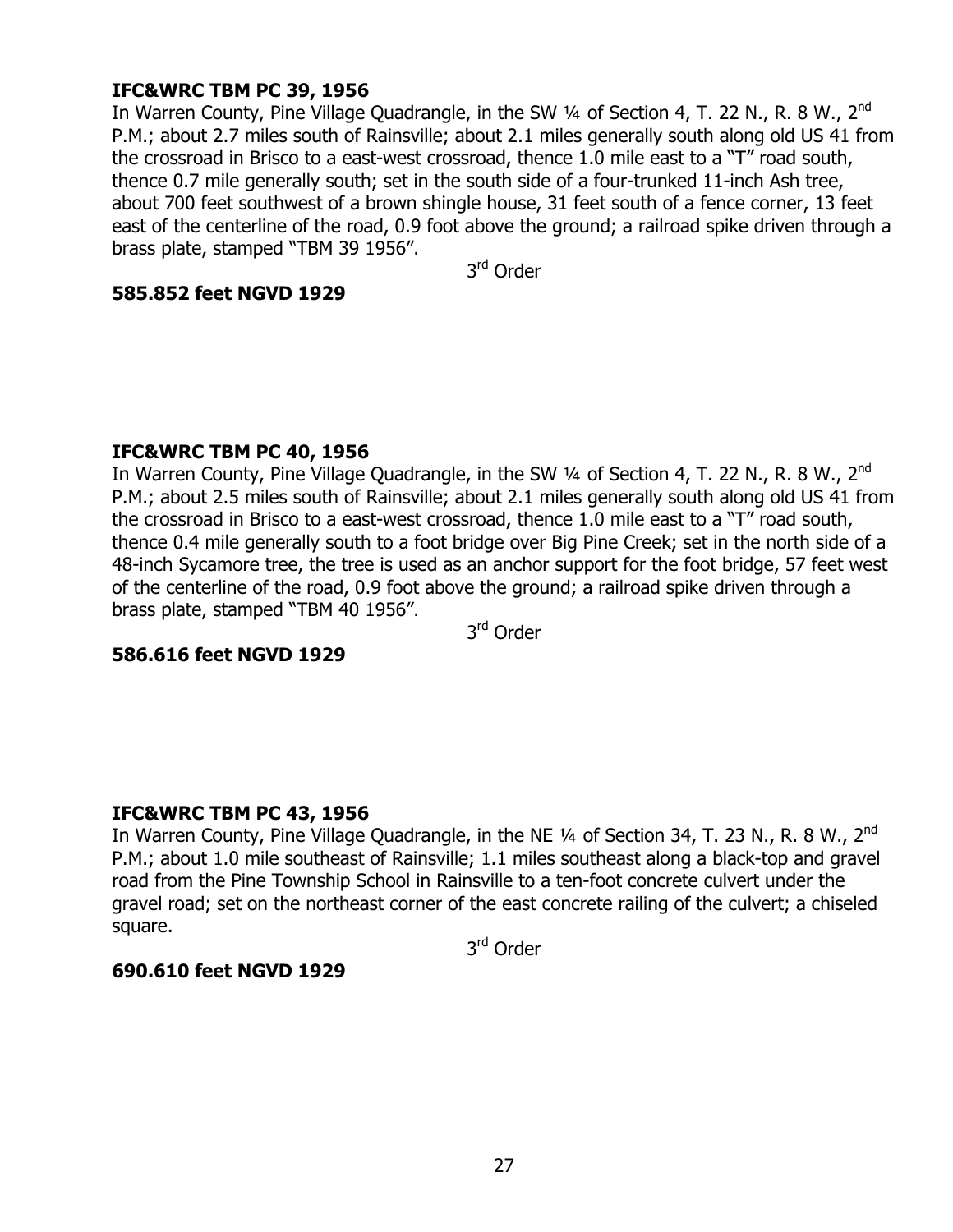**IFC&WRC TBM PC 39, 1956**

In Warren County, Pine Village Quadrangle, in the SW ¼ of Section 4, T. 22 N., R. 8 W., 2nd P.M.; about 2.7 miles south of Rainsville; about 2.1 miles generally south along old US 41 from the crossroad in Brisco to a east-west crossroad, thence 1.0 mile east to a "T" road south, thence 0.7 mile generally south; set in the south side of a four-trunked 11-inch Ash tree, about 700 feet southwest of a brown shingle house, 31 feet south of a fence corner, 13 feet east of the centerline of the road, 0.9 foot above the ground; a railroad spike driven through a brass plate, stamped "TBM 39 1956".

3rd Order

**585.852 feet NGVD 1929**

**IFC&WRC TBM PC 40, 1956**

In Warren County, Pine Village Quadrangle, in the SW ¼ of Section 4, T. 22 N., R. 8 W., 2nd P.M.; about 2.5 miles south of Rainsville; about 2.1 miles generally south along old US 41 from the crossroad in Brisco to a east-west crossroad, thence 1.0 mile east to a "T" road south, thence 0.4 mile generally south to a foot bridge over Big Pine Creek; set in the north side of a 48-inch Sycamore tree, the tree is used as an anchor support for the foot bridge, 57 feet west of the centerline of the road, 0.9 foot above the ground; a railroad spike driven through a brass plate, stamped "TBM 40 1956".

3rd Order

**586.616 feet NGVD 1929**

**IFC&WRC TBM PC 43, 1956**

In Warren County, Pine Village Quadrangle, in the NE ¼ of Section 34, T. 23 N., R. 8 W., 2nd P.M.; about 1.0 mile southeast of Rainsville; 1.1 miles southeast along a black-top and gravel road from the Pine Township School in Rainsville to a ten-foot concrete culvert under the gravel road; set on the northeast corner of the east concrete railing of the culvert; a chiseled square.

3rd Order

**690.610 feet NGVD 1929**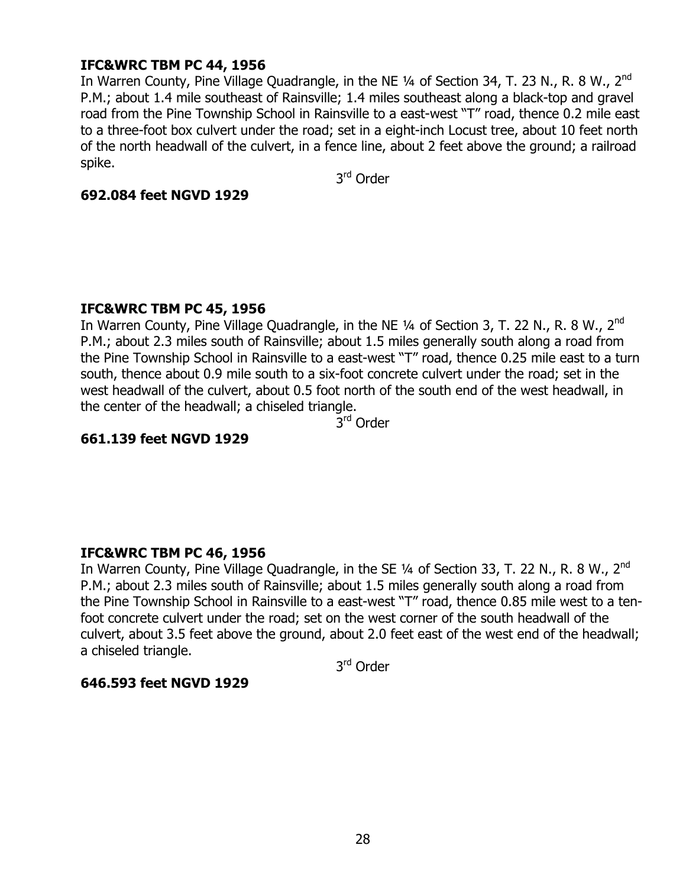**IFC&WRC TBM PC 44, 1956**

In Warren County, Pine Village Quadrangle, in the NE ¼ of Section 34, T. 23 N., R. 8 W., 2nd P.M.; about 1.4 mile southeast of Rainsville; 1.4 miles southeast along a black-top and gravel road from the Pine Township School in Rainsville to a east-west "T" road, thence 0.2 mile east to a three-foot box culvert under the road; set in a eight-inch Locust tree, about 10 feet north of the north headwall of the culvert, in a fence line, about 2 feet above the ground; a railroad spike.

3rd Order

**692.084 feet NGVD 1929**

**IFC&WRC TBM PC 45, 1956**

In Warren County, Pine Village Quadrangle, in the NE ¼ of Section 3, T. 22 N., R. 8 W., 2nd P.M.; about 2.3 miles south of Rainsville; about 1.5 miles generally south along a road from the Pine Township School in Rainsville to a east-west "T" road, thence 0.25 mile east to a turn south, thence about 0.9 mile south to a six-foot concrete culvert under the road; set in the west headwall of the culvert, about 0.5 foot north of the south end of the west headwall, in the center of the headwall; a chiseled triangle.

3rd Order

**661.139 feet NGVD 1929**

**IFC&WRC TBM PC 46, 1956**

In Warren County, Pine Village Quadrangle, in the SE ¼ of Section 33, T. 22 N., R. 8 W., 2nd P.M.; about 2.3 miles south of Rainsville; about 1.5 miles generally south along a road from the Pine Township School in Rainsville to a east-west "T" road, thence 0.85 mile west to a ten-foot concrete culvert under the road; set on the west corner of the south headwall of the culvert, about 3.5 feet above the ground, about 2.0 feet east of the west end of the headwall; a chiseled triangle.

3rd Order

**646.593 feet NGVD 1929**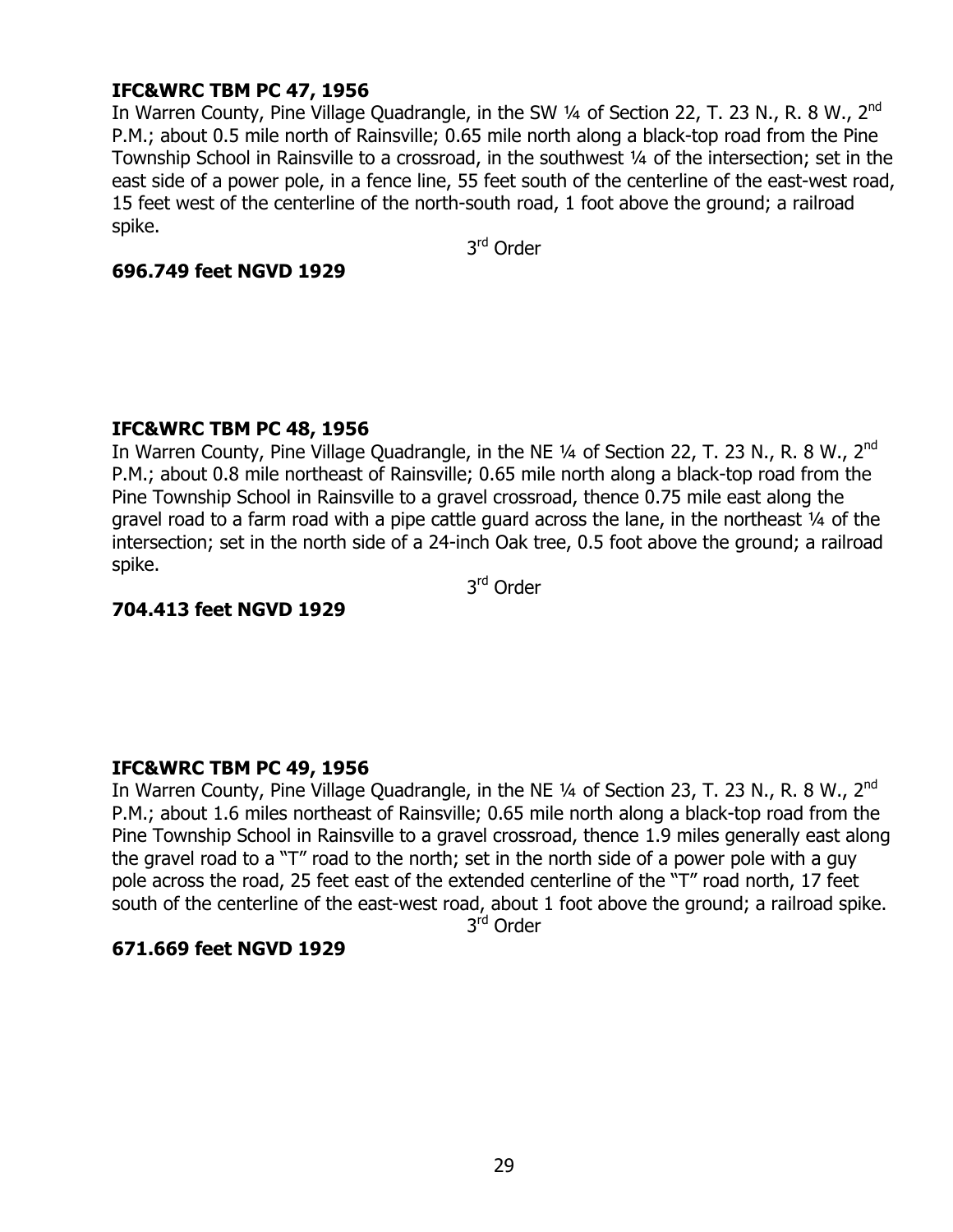**IFC&WRC TBM PC 47, 1956**
In Warren County, Pine Village Quadrangle, in the SW ¼ of Section 22, T. 23 N., R. 8 W., 2nd P.M.; about 0.5 mile north of Rainsville; 0.65 mile north along a black-top road from the Pine Township School in Rainsville to a crossroad, in the southwest ¼ of the intersection; set in the east side of a power pole, in a fence line, 55 feet south of the centerline of the east-west road, 15 feet west of the centerline of the north-south road, 1 foot above the ground; a railroad spike.

3rd Order

**696.749 feet NGVD 1929**

**IFC&WRC TBM PC 48, 1956**
In Warren County, Pine Village Quadrangle, in the NE ¼ of Section 22, T. 23 N., R. 8 W., 2nd P.M.; about 0.8 mile northeast of Rainsville; 0.65 mile north along a black-top road from the Pine Township School in Rainsville to a gravel crossroad, thence 0.75 mile east along the gravel road to a farm road with a pipe cattle guard across the lane, in the northeast ¼ of the intersection; set in the north side of a 24-inch Oak tree, 0.5 foot above the ground; a railroad spike.

3rd Order

**704.413 feet NGVD 1929**

**IFC&WRC TBM PC 49, 1956**
In Warren County, Pine Village Quadrangle, in the NE ¼ of Section 23, T. 23 N., R. 8 W., 2nd P.M.; about 1.6 miles northeast of Rainsville; 0.65 mile north along a black-top road from the Pine Township School in Rainsville to a gravel crossroad, thence 1.9 miles generally east along the gravel road to a "T" road to the north; set in the north side of a power pole with a guy pole across the road, 25 feet east of the extended centerline of the "T" road north, 17 feet south of the centerline of the east-west road, about 1 foot above the ground; a railroad spike.

3rd Order

**671.669 feet NGVD 1929**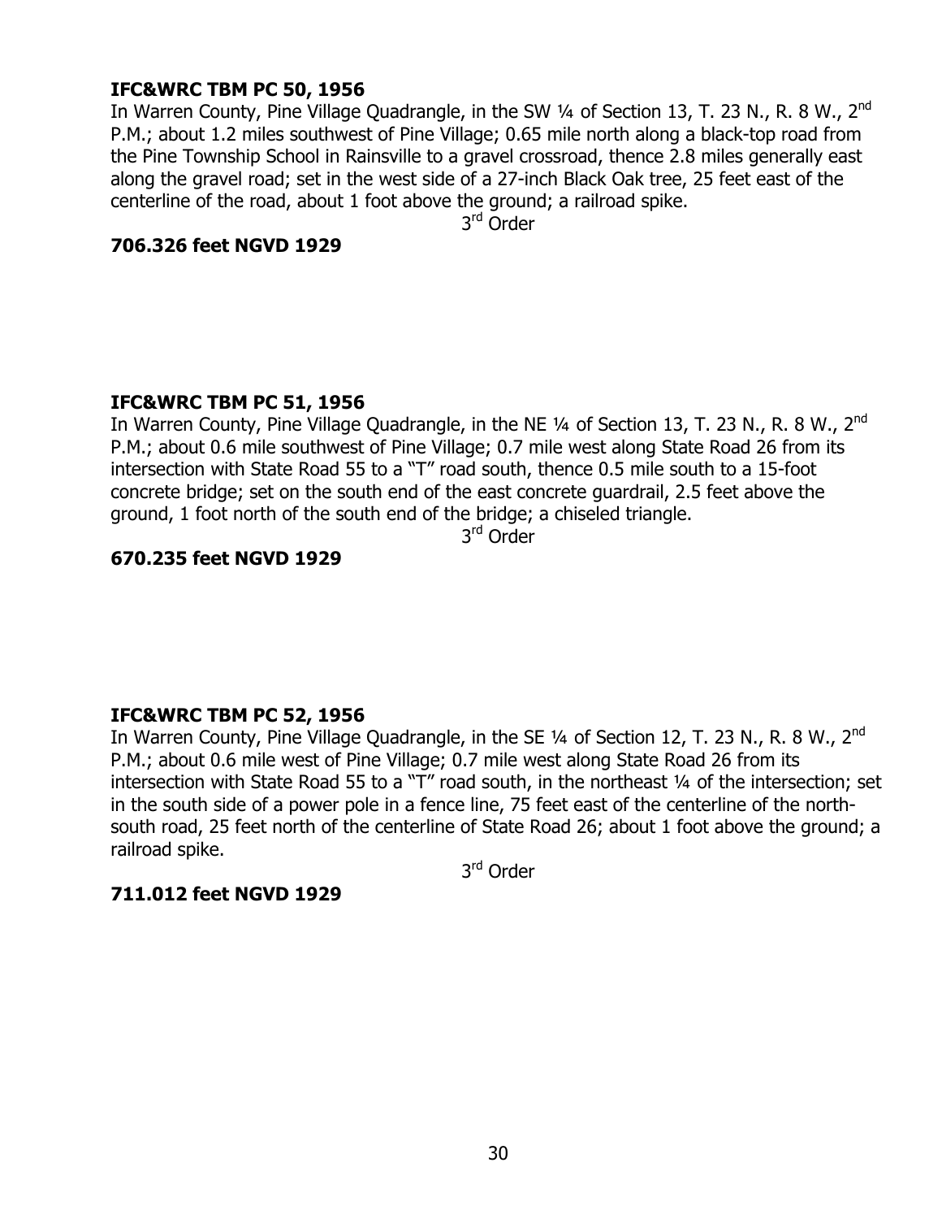**IFC&WRC TBM PC 50, 1956**

In Warren County, Pine Village Quadrangle, in the SW ¼ of Section 13, T. 23 N., R. 8 W., 2nd P.M.; about 1.2 miles southwest of Pine Village; 0.65 mile north along a black-top road from the Pine Township School in Rainsville to a gravel crossroad, thence 2.8 miles generally east along the gravel road; set in the west side of a 27-inch Black Oak tree, 25 feet east of the centerline of the road, about 1 foot above the ground; a railroad spike.

3rd Order

**706.326 feet NGVD 1929**

**IFC&WRC TBM PC 51, 1956**

In Warren County, Pine Village Quadrangle, in the NE ¼ of Section 13, T. 23 N., R. 8 W., 2nd P.M.; about 0.6 mile southwest of Pine Village; 0.7 mile west along State Road 26 from its intersection with State Road 55 to a "T" road south, thence 0.5 mile south to a 15-foot concrete bridge; set on the south end of the east concrete guardrail, 2.5 feet above the ground, 1 foot north of the south end of the bridge; a chiseled triangle.

3rd Order

**670.235 feet NGVD 1929**

**IFC&WRC TBM PC 52, 1956**

In Warren County, Pine Village Quadrangle, in the SE ¼ of Section 12, T. 23 N., R. 8 W., 2nd P.M.; about 0.6 mile west of Pine Village; 0.7 mile west along State Road 26 from its intersection with State Road 55 to a "T" road south, in the northeast ¼ of the intersection; set in the south side of a power pole in a fence line, 75 feet east of the centerline of the north-south road, 25 feet north of the centerline of State Road 26; about 1 foot above the ground; a railroad spike.

3rd Order

**711.012 feet NGVD 1929**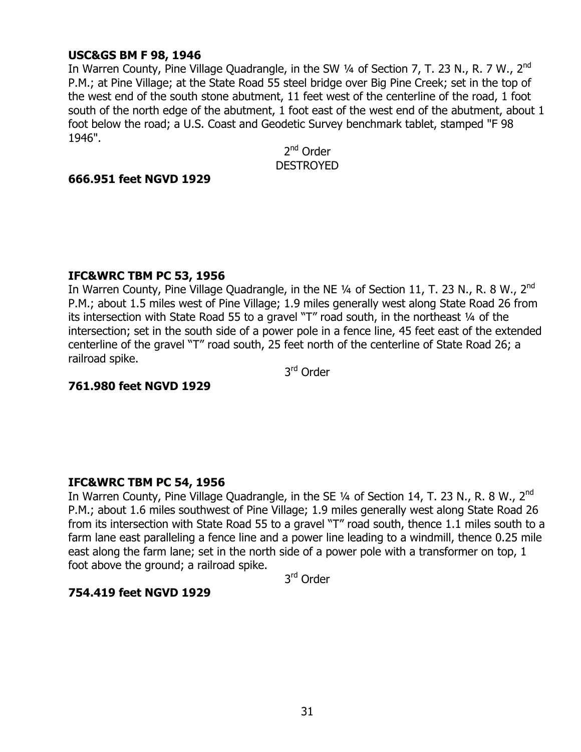**USC&GS BM F 98, 1946**

In Warren County, Pine Village Quadrangle, in the SW ¼ of Section 7, T. 23 N., R. 7 W., 2nd P.M.; at Pine Village; at the State Road 55 steel bridge over Big Pine Creek; set in the top of the west end of the south stone abutment, 11 feet west of the centerline of the road, 1 foot south of the north edge of the abutment, 1 foot east of the west end of the abutment, about 1 foot below the road; a U.S. Coast and Geodetic Survey benchmark tablet, stamped "F 98 1946".

2nd Order
DESTROYED

**666.951 feet NGVD 1929**

**IFC&WRC TBM PC 53, 1956**

In Warren County, Pine Village Quadrangle, in the NE ¼ of Section 11, T. 23 N., R. 8 W., 2nd P.M.; about 1.5 miles west of Pine Village; 1.9 miles generally west along State Road 26 from its intersection with State Road 55 to a gravel "T" road south, in the northeast ¼ of the intersection; set in the south side of a power pole in a fence line, 45 feet east of the extended centerline of the gravel "T" road south, 25 feet north of the centerline of State Road 26; a railroad spike.

3rd Order

**761.980 feet NGVD 1929**

**IFC&WRC TBM PC 54, 1956**

In Warren County, Pine Village Quadrangle, in the SE ¼ of Section 14, T. 23 N., R. 8 W., 2nd P.M.; about 1.6 miles southwest of Pine Village; 1.9 miles generally west along State Road 26 from its intersection with State Road 55 to a gravel "T" road south, thence 1.1 miles south to a farm lane east paralleling a fence line and a power line leading to a windmill, thence 0.25 mile east along the farm lane; set in the north side of a power pole with a transformer on top, 1 foot above the ground; a railroad spike.

3rd Order

**754.419 feet NGVD 1929**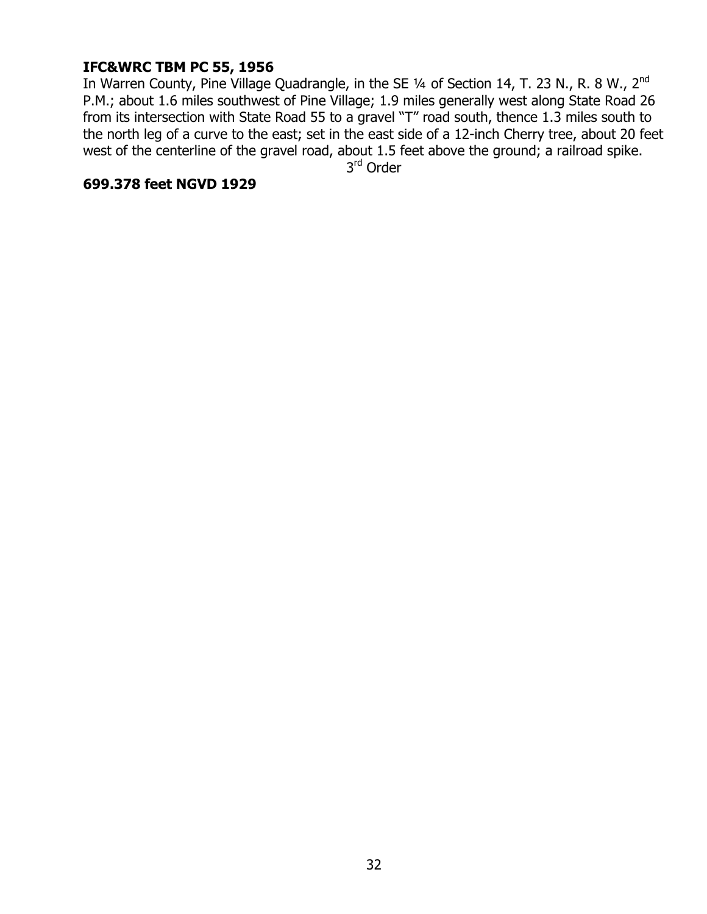**IFC&WRC TBM PC 55, 1956**

In Warren County, Pine Village Quadrangle, in the SE ¼ of Section 14, T. 23 N., R. 8 W., 2nd P.M.; about 1.6 miles southwest of Pine Village; 1.9 miles generally west along State Road 26 from its intersection with State Road 55 to a gravel "T" road south, thence 1.3 miles south to the north leg of a curve to the east; set in the east side of a 12-inch Cherry tree, about 20 feet west of the centerline of the gravel road, about 1.5 feet above the ground; a railroad spike.

3rd Order

**699.378 feet NGVD 1929**